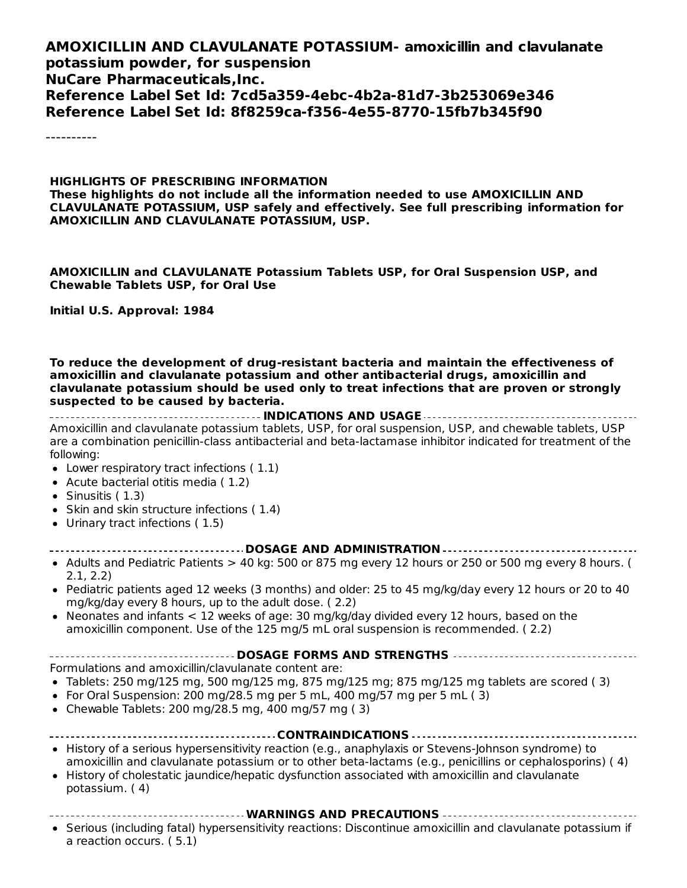**AMOXICILLIN AND CLAVULANATE POTASSIUM- amoxicillin and clavulanate potassium powder, for suspension**
**NuCare Pharmaceuticals,Inc.**
**Reference Label Set Id: 7cd5a359-4ebc-4b2a-81d7-3b253069e346**
**Reference Label Set Id: 8f8259ca-f356-4e55-8770-15fb7b345f90**

----------

**HIGHLIGHTS OF PRESCRIBING INFORMATION**
**These highlights do not include all the information needed to use AMOXICILLIN AND CLAVULANATE POTASSIUM, USP safely and effectively. See full prescribing information for AMOXICILLIN AND CLAVULANATE POTASSIUM, USP.**

**AMOXICILLIN and CLAVULANATE Potassium Tablets USP, for Oral Suspension USP, and Chewable Tablets USP, for Oral Use**

**Initial U.S. Approval: 1984**

**To reduce the development of drug-resistant bacteria and maintain the effectiveness of amoxicillin and clavulanate potassium and other antibacterial drugs, amoxicillin and clavulanate potassium should be used only to treat infections that are proven or strongly suspected to be caused by bacteria.**

## INDICATIONS AND USAGE

Amoxicillin and clavulanate potassium tablets, USP, for oral suspension, USP, and chewable tablets, USP are a combination penicillin-class antibacterial and beta-lactamase inhibitor indicated for treatment of the following:

- Lower respiratory tract infections ( 1.1)
- Acute bacterial otitis media ( 1.2)
- Sinusitis ( 1.3)
- Skin and skin structure infections ( 1.4)
- Urinary tract infections ( 1.5)

## DOSAGE AND ADMINISTRATION

- Adults and Pediatric Patients > 40 kg: 500 or 875 mg every 12 hours or 250 or 500 mg every 8 hours. ( 2.1, 2.2)
- Pediatric patients aged 12 weeks (3 months) and older: 25 to 45 mg/kg/day every 12 hours or 20 to 40 mg/kg/day every 8 hours, up to the adult dose. ( 2.2)
- Neonates and infants < 12 weeks of age: 30 mg/kg/day divided every 12 hours, based on the amoxicillin component. Use of the 125 mg/5 mL oral suspension is recommended. ( 2.2)

## DOSAGE FORMS AND STRENGTHS

Formulations and amoxicillin/clavulanate content are:

- Tablets: 250 mg/125 mg, 500 mg/125 mg, 875 mg/125 mg; 875 mg/125 mg tablets are scored ( 3)
- For Oral Suspension: 200 mg/28.5 mg per 5 mL, 400 mg/57 mg per 5 mL ( 3)
- Chewable Tablets: 200 mg/28.5 mg, 400 mg/57 mg ( 3)

## CONTRAINDICATIONS

- History of a serious hypersensitivity reaction (e.g., anaphylaxis or Stevens-Johnson syndrome) to amoxicillin and clavulanate potassium or to other beta-lactams (e.g., penicillins or cephalosporins) ( 4)
- History of cholestatic jaundice/hepatic dysfunction associated with amoxicillin and clavulanate potassium. ( 4)

## WARNINGS AND PRECAUTIONS

- Serious (including fatal) hypersensitivity reactions: Discontinue amoxicillin and clavulanate potassium if a reaction occurs. ( 5.1)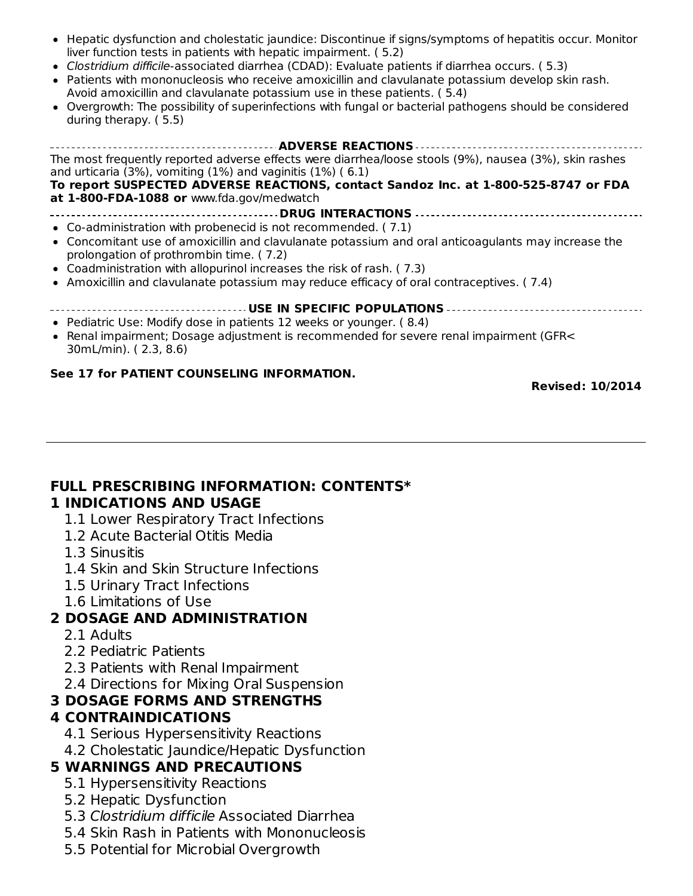- Hepatic dysfunction and cholestatic jaundice: Discontinue if signs/symptoms of hepatitis occur. Monitor liver function tests in patients with hepatic impairment. ( 5.2)
- *Clostridium difficile*-associated diarrhea (CDAD): Evaluate patients if diarrhea occurs. ( 5.3)
- Patients with mononucleosis who receive amoxicillin and clavulanate potassium develop skin rash. Avoid amoxicillin and clavulanate potassium use in these patients. ( 5.4)
- Overgrowth: The possibility of superinfections with fungal or bacterial pathogens should be considered during therapy. ( 5.5)

**ADVERSE REACTIONS**

The most frequently reported adverse effects were diarrhea/loose stools (9%), nausea (3%), skin rashes and urticaria (3%), vomiting (1%) and vaginitis (1%) ( 6.1)

**To report SUSPECTED ADVERSE REACTIONS, contact Sandoz Inc. at 1-800-525-8747 or FDA at 1-800-FDA-1088 or** www.fda.gov/medwatch

**DRUG INTERACTIONS**

- Co-administration with probenecid is not recommended. ( 7.1)
- Concomitant use of amoxicillin and clavulanate potassium and oral anticoagulants may increase the prolongation of prothrombin time. ( 7.2)
- Coadministration with allopurinol increases the risk of rash. ( 7.3)
- Amoxicillin and clavulanate potassium may reduce efficacy of oral contraceptives. ( 7.4)

**USE IN SPECIFIC POPULATIONS**

- Pediatric Use: Modify dose in patients 12 weeks or younger. ( 8.4)
- Renal impairment; Dosage adjustment is recommended for severe renal impairment (GFR< 30mL/min). ( 2.3, 8.6)

**See 17 for PATIENT COUNSELING INFORMATION.**

**Revised: 10/2014**

---

## FULL PRESCRIBING INFORMATION: CONTENTS*

**1 INDICATIONS AND USAGE**
- 1.1 Lower Respiratory Tract Infections
- 1.2 Acute Bacterial Otitis Media
- 1.3 Sinusitis
- 1.4 Skin and Skin Structure Infections
- 1.5 Urinary Tract Infections
- 1.6 Limitations of Use

**2 DOSAGE AND ADMINISTRATION**
- 2.1 Adults
- 2.2 Pediatric Patients
- 2.3 Patients with Renal Impairment
- 2.4 Directions for Mixing Oral Suspension

**3 DOSAGE FORMS AND STRENGTHS**

**4 CONTRAINDICATIONS**
- 4.1 Serious Hypersensitivity Reactions
- 4.2 Cholestatic Jaundice/Hepatic Dysfunction

**5 WARNINGS AND PRECAUTIONS**
- 5.1 Hypersensitivity Reactions
- 5.2 Hepatic Dysfunction
- 5.3 *Clostridium difficile* Associated Diarrhea
- 5.4 Skin Rash in Patients with Mononucleosis
- 5.5 Potential for Microbial Overgrowth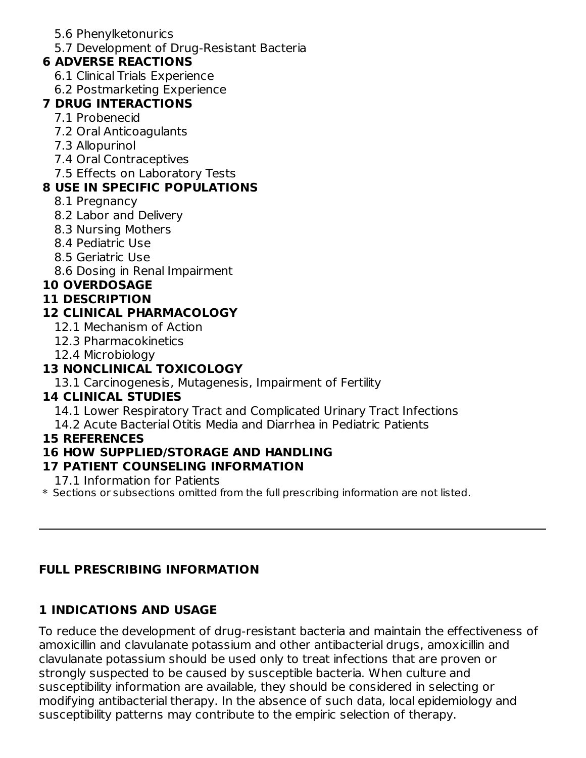5.6 Phenylketonurics
5.7 Development of Drug-Resistant Bacteria

**6 ADVERSE REACTIONS**

6.1 Clinical Trials Experience
6.2 Postmarketing Experience

**7 DRUG INTERACTIONS**

7.1 Probenecid
7.2 Oral Anticoagulants
7.3 Allopurinol
7.4 Oral Contraceptives
7.5 Effects on Laboratory Tests

**8 USE IN SPECIFIC POPULATIONS**

8.1 Pregnancy
8.2 Labor and Delivery
8.3 Nursing Mothers
8.4 Pediatric Use
8.5 Geriatric Use
8.6 Dosing in Renal Impairment

**10 OVERDOSAGE**

**11 DESCRIPTION**

**12 CLINICAL PHARMACOLOGY**

12.1 Mechanism of Action
12.3 Pharmacokinetics
12.4 Microbiology

**13 NONCLINICAL TOXICOLOGY**

13.1 Carcinogenesis, Mutagenesis, Impairment of Fertility

**14 CLINICAL STUDIES**

14.1 Lower Respiratory Tract and Complicated Urinary Tract Infections
14.2 Acute Bacterial Otitis Media and Diarrhea in Pediatric Patients

**15 REFERENCES**

**16 HOW SUPPLIED/STORAGE AND HANDLING**

**17 PATIENT COUNSELING INFORMATION**

17.1 Information for Patients

\* Sections or subsections omitted from the full prescribing information are not listed.

---

## FULL PRESCRIBING INFORMATION

## 1 INDICATIONS AND USAGE

To reduce the development of drug-resistant bacteria and maintain the effectiveness of amoxicillin and clavulanate potassium and other antibacterial drugs, amoxicillin and clavulanate potassium should be used only to treat infections that are proven or strongly suspected to be caused by susceptible bacteria. When culture and susceptibility information are available, they should be considered in selecting or modifying antibacterial therapy. In the absence of such data, local epidemiology and susceptibility patterns may contribute to the empiric selection of therapy.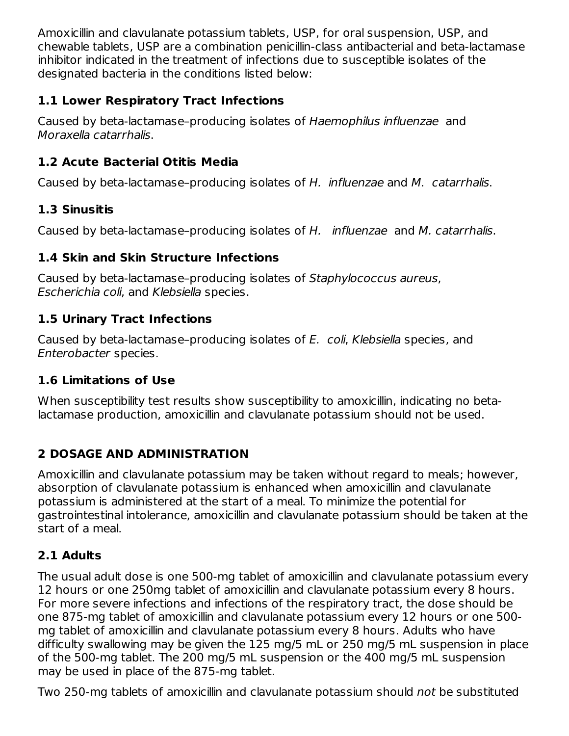Amoxicillin and clavulanate potassium tablets, USP, for oral suspension, USP, and chewable tablets, USP are a combination penicillin-class antibacterial and beta-lactamase inhibitor indicated in the treatment of infections due to susceptible isolates of the designated bacteria in the conditions listed below:

### 1.1 Lower Respiratory Tract Infections

Caused by beta-lactamase–producing isolates of *Haemophilus influenzae* and *Moraxella catarrhalis*.

### 1.2 Acute Bacterial Otitis Media

Caused by beta-lactamase–producing isolates of *H. influenzae* and *M. catarrhalis*.

### 1.3 Sinusitis

Caused by beta-lactamase–producing isolates of *H. influenzae* and *M. catarrhalis*.

### 1.4 Skin and Skin Structure Infections

Caused by beta-lactamase–producing isolates of *Staphylococcus aureus*, *Escherichia coli*, and *Klebsiella* species.

### 1.5 Urinary Tract Infections

Caused by beta-lactamase–producing isolates of *E. coli*, *Klebsiella* species, and *Enterobacter* species.

### 1.6 Limitations of Use

When susceptibility test results show susceptibility to amoxicillin, indicating no beta-lactamase production, amoxicillin and clavulanate potassium should not be used.

## 2 DOSAGE AND ADMINISTRATION

Amoxicillin and clavulanate potassium may be taken without regard to meals; however, absorption of clavulanate potassium is enhanced when amoxicillin and clavulanate potassium is administered at the start of a meal. To minimize the potential for gastrointestinal intolerance, amoxicillin and clavulanate potassium should be taken at the start of a meal.

### 2.1 Adults

The usual adult dose is one 500-mg tablet of amoxicillin and clavulanate potassium every 12 hours or one 250mg tablet of amoxicillin and clavulanate potassium every 8 hours. For more severe infections and infections of the respiratory tract, the dose should be one 875-mg tablet of amoxicillin and clavulanate potassium every 12 hours or one 500-mg tablet of amoxicillin and clavulanate potassium every 8 hours. Adults who have difficulty swallowing may be given the 125 mg/5 mL or 250 mg/5 mL suspension in place of the 500-mg tablet. The 200 mg/5 mL suspension or the 400 mg/5 mL suspension may be used in place of the 875-mg tablet.

Two 250-mg tablets of amoxicillin and clavulanate potassium should *not* be substituted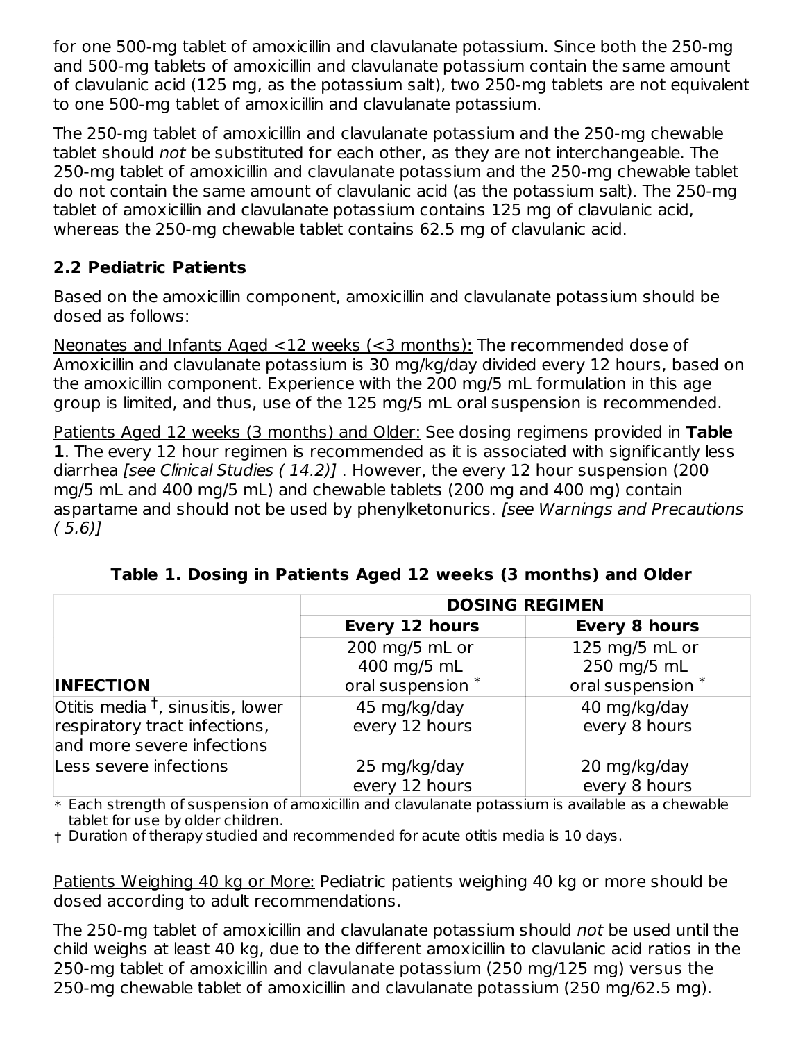for one 500-mg tablet of amoxicillin and clavulanate potassium. Since both the 250-mg and 500-mg tablets of amoxicillin and clavulanate potassium contain the same amount of clavulanic acid (125 mg, as the potassium salt), two 250-mg tablets are not equivalent to one 500-mg tablet of amoxicillin and clavulanate potassium.

The 250-mg tablet of amoxicillin and clavulanate potassium and the 250-mg chewable tablet should *not* be substituted for each other, as they are not interchangeable. The 250-mg tablet of amoxicillin and clavulanate potassium and the 250-mg chewable tablet do not contain the same amount of clavulanic acid (as the potassium salt). The 250-mg tablet of amoxicillin and clavulanate potassium contains 125 mg of clavulanic acid, whereas the 250-mg chewable tablet contains 62.5 mg of clavulanic acid.

### 2.2 Pediatric Patients

Based on the amoxicillin component, amoxicillin and clavulanate potassium should be dosed as follows:

<u>Neonates and Infants Aged <12 weeks (<3 months):</u> The recommended dose of Amoxicillin and clavulanate potassium is 30 mg/kg/day divided every 12 hours, based on the amoxicillin component. Experience with the 200 mg/5 mL formulation in this age group is limited, and thus, use of the 125 mg/5 mL oral suspension is recommended.

<u>Patients Aged 12 weeks (3 months) and Older:</u> See dosing regimens provided in **Table 1**. The every 12 hour regimen is recommended as it is associated with significantly less diarrhea *[see Clinical Studies ( 14.2)]* . However, the every 12 hour suspension (200 mg/5 mL and 400 mg/5 mL) and chewable tablets (200 mg and 400 mg) contain aspartame and should not be used by phenylketonurics. *[see Warnings and Precautions ( 5.6)]*

**Table 1. Dosing in Patients Aged 12 weeks (3 months) and Older**

| | **DOSING REGIMEN** | |
|---|---|---|
| | **Every 12 hours** | **Every 8 hours** |
| **INFECTION** | 200 mg/5 mL or 400 mg/5 mL oral suspension * | 125 mg/5 mL or 250 mg/5 mL oral suspension * |
| Otitis media †, sinusitis, lower respiratory tract infections, and more severe infections | 45 mg/kg/day every 12 hours | 40 mg/kg/day every 8 hours |
| Less severe infections | 25 mg/kg/day every 12 hours | 20 mg/kg/day every 8 hours |

\* Each strength of suspension of amoxicillin and clavulanate potassium is available as a chewable tablet for use by older children.

† Duration of therapy studied and recommended for acute otitis media is 10 days.

<u>Patients Weighing 40 kg or More:</u> Pediatric patients weighing 40 kg or more should be dosed according to adult recommendations.

The 250-mg tablet of amoxicillin and clavulanate potassium should *not* be used until the child weighs at least 40 kg, due to the different amoxicillin to clavulanic acid ratios in the 250-mg tablet of amoxicillin and clavulanate potassium (250 mg/125 mg) versus the 250-mg chewable tablet of amoxicillin and clavulanate potassium (250 mg/62.5 mg).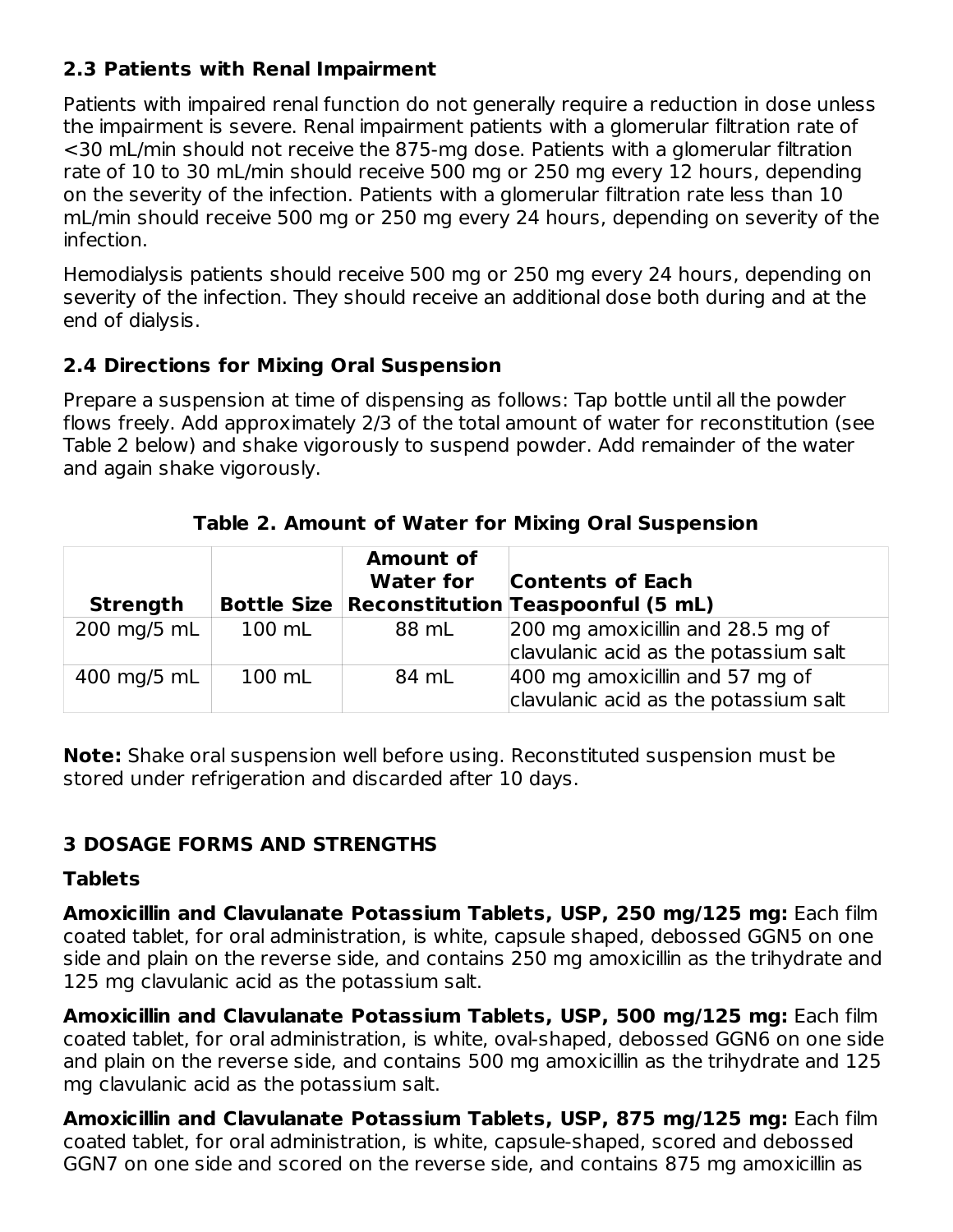### 2.3 Patients with Renal Impairment

Patients with impaired renal function do not generally require a reduction in dose unless the impairment is severe. Renal impairment patients with a glomerular filtration rate of <30 mL/min should not receive the 875-mg dose. Patients with a glomerular filtration rate of 10 to 30 mL/min should receive 500 mg or 250 mg every 12 hours, depending on the severity of the infection. Patients with a glomerular filtration rate less than 10 mL/min should receive 500 mg or 250 mg every 24 hours, depending on severity of the infection.

Hemodialysis patients should receive 500 mg or 250 mg every 24 hours, depending on severity of the infection. They should receive an additional dose both during and at the end of dialysis.

### 2.4 Directions for Mixing Oral Suspension

Prepare a suspension at time of dispensing as follows: Tap bottle until all the powder flows freely. Add approximately 2/3 of the total amount of water for reconstitution (see Table 2 below) and shake vigorously to suspend powder. Add remainder of the water and again shake vigorously.

**Table 2. Amount of Water for Mixing Oral Suspension**

| Strength | Bottle Size | Amount of Water for Reconstitution | Contents of Each Teaspoonful (5 mL) |
|---|---|---|---|
| 200 mg/5 mL | 100 mL | 88 mL | 200 mg amoxicillin and 28.5 mg of clavulanic acid as the potassium salt |
| 400 mg/5 mL | 100 mL | 84 mL | 400 mg amoxicillin and 57 mg of clavulanic acid as the potassium salt |

**Note:** Shake oral suspension well before using. Reconstituted suspension must be stored under refrigeration and discarded after 10 days.

## 3 DOSAGE FORMS AND STRENGTHS

### Tablets

**Amoxicillin and Clavulanate Potassium Tablets, USP, 250 mg/125 mg:** Each film coated tablet, for oral administration, is white, capsule shaped, debossed GGN5 on one side and plain on the reverse side, and contains 250 mg amoxicillin as the trihydrate and 125 mg clavulanic acid as the potassium salt.

**Amoxicillin and Clavulanate Potassium Tablets, USP, 500 mg/125 mg:** Each film coated tablet, for oral administration, is white, oval-shaped, debossed GGN6 on one side and plain on the reverse side, and contains 500 mg amoxicillin as the trihydrate and 125 mg clavulanic acid as the potassium salt.

**Amoxicillin and Clavulanate Potassium Tablets, USP, 875 mg/125 mg:** Each film coated tablet, for oral administration, is white, capsule-shaped, scored and debossed GGN7 on one side and scored on the reverse side, and contains 875 mg amoxicillin as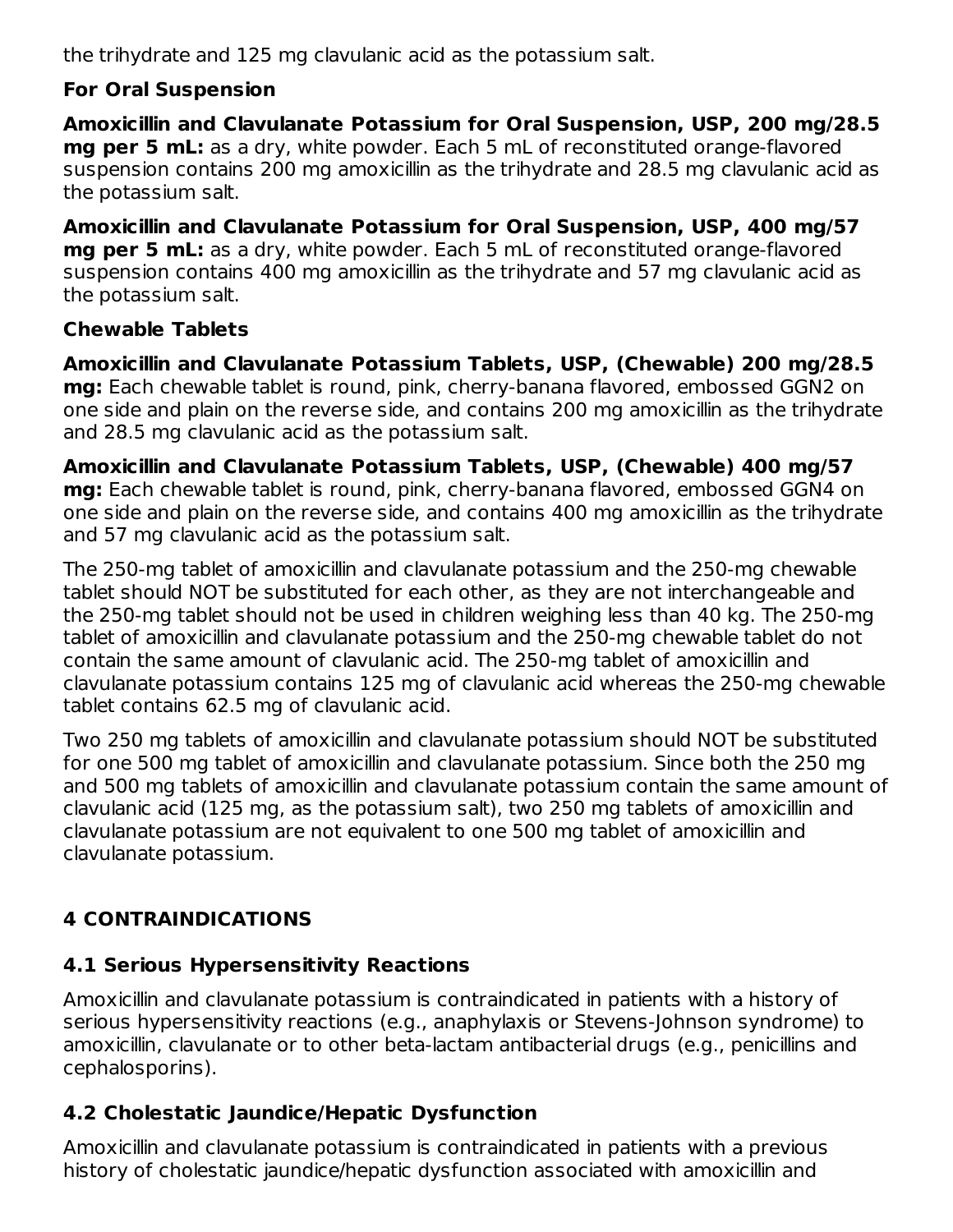the trihydrate and 125 mg clavulanic acid as the potassium salt.

**For Oral Suspension**

**Amoxicillin and Clavulanate Potassium for Oral Suspension, USP, 200 mg/28.5 mg per 5 mL:** as a dry, white powder. Each 5 mL of reconstituted orange-flavored suspension contains 200 mg amoxicillin as the trihydrate and 28.5 mg clavulanic acid as the potassium salt.

**Amoxicillin and Clavulanate Potassium for Oral Suspension, USP, 400 mg/57 mg per 5 mL:** as a dry, white powder. Each 5 mL of reconstituted orange-flavored suspension contains 400 mg amoxicillin as the trihydrate and 57 mg clavulanic acid as the potassium salt.

**Chewable Tablets**

**Amoxicillin and Clavulanate Potassium Tablets, USP, (Chewable) 200 mg/28.5 mg:** Each chewable tablet is round, pink, cherry-banana flavored, embossed GGN2 on one side and plain on the reverse side, and contains 200 mg amoxicillin as the trihydrate and 28.5 mg clavulanic acid as the potassium salt.

**Amoxicillin and Clavulanate Potassium Tablets, USP, (Chewable) 400 mg/57 mg:** Each chewable tablet is round, pink, cherry-banana flavored, embossed GGN4 on one side and plain on the reverse side, and contains 400 mg amoxicillin as the trihydrate and 57 mg clavulanic acid as the potassium salt.

The 250-mg tablet of amoxicillin and clavulanate potassium and the 250-mg chewable tablet should NOT be substituted for each other, as they are not interchangeable and the 250-mg tablet should not be used in children weighing less than 40 kg. The 250-mg tablet of amoxicillin and clavulanate potassium and the 250-mg chewable tablet do not contain the same amount of clavulanic acid. The 250-mg tablet of amoxicillin and clavulanate potassium contains 125 mg of clavulanic acid whereas the 250-mg chewable tablet contains 62.5 mg of clavulanic acid.

Two 250 mg tablets of amoxicillin and clavulanate potassium should NOT be substituted for one 500 mg tablet of amoxicillin and clavulanate potassium. Since both the 250 mg and 500 mg tablets of amoxicillin and clavulanate potassium contain the same amount of clavulanic acid (125 mg, as the potassium salt), two 250 mg tablets of amoxicillin and clavulanate potassium are not equivalent to one 500 mg tablet of amoxicillin and clavulanate potassium.

## 4 CONTRAINDICATIONS

### 4.1 Serious Hypersensitivity Reactions

Amoxicillin and clavulanate potassium is contraindicated in patients with a history of serious hypersensitivity reactions (e.g., anaphylaxis or Stevens-Johnson syndrome) to amoxicillin, clavulanate or to other beta-lactam antibacterial drugs (e.g., penicillins and cephalosporins).

### 4.2 Cholestatic Jaundice/Hepatic Dysfunction

Amoxicillin and clavulanate potassium is contraindicated in patients with a previous history of cholestatic jaundice/hepatic dysfunction associated with amoxicillin and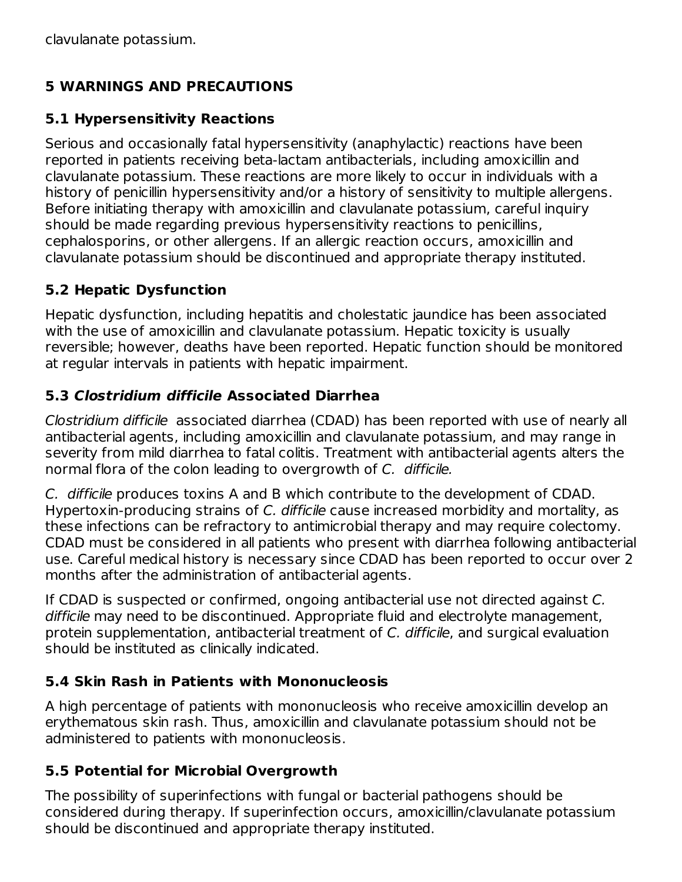clavulanate potassium.

# 5 WARNINGS AND PRECAUTIONS

## 5.1 Hypersensitivity Reactions

Serious and occasionally fatal hypersensitivity (anaphylactic) reactions have been reported in patients receiving beta-lactam antibacterials, including amoxicillin and clavulanate potassium. These reactions are more likely to occur in individuals with a history of penicillin hypersensitivity and/or a history of sensitivity to multiple allergens. Before initiating therapy with amoxicillin and clavulanate potassium, careful inquiry should be made regarding previous hypersensitivity reactions to penicillins, cephalosporins, or other allergens. If an allergic reaction occurs, amoxicillin and clavulanate potassium should be discontinued and appropriate therapy instituted.

## 5.2 Hepatic Dysfunction

Hepatic dysfunction, including hepatitis and cholestatic jaundice has been associated with the use of amoxicillin and clavulanate potassium. Hepatic toxicity is usually reversible; however, deaths have been reported. Hepatic function should be monitored at regular intervals in patients with hepatic impairment.

## 5.3 *Clostridium difficile* Associated Diarrhea

*Clostridium difficile* associated diarrhea (CDAD) has been reported with use of nearly all antibacterial agents, including amoxicillin and clavulanate potassium, and may range in severity from mild diarrhea to fatal colitis. Treatment with antibacterial agents alters the normal flora of the colon leading to overgrowth of *C. difficile.*

*C. difficile* produces toxins A and B which contribute to the development of CDAD. Hypertoxin-producing strains of *C. difficile* cause increased morbidity and mortality, as these infections can be refractory to antimicrobial therapy and may require colectomy. CDAD must be considered in all patients who present with diarrhea following antibacterial use. Careful medical history is necessary since CDAD has been reported to occur over 2 months after the administration of antibacterial agents.

If CDAD is suspected or confirmed, ongoing antibacterial use not directed against *C. difficile* may need to be discontinued. Appropriate fluid and electrolyte management, protein supplementation, antibacterial treatment of *C. difficile*, and surgical evaluation should be instituted as clinically indicated.

## 5.4 Skin Rash in Patients with Mononucleosis

A high percentage of patients with mononucleosis who receive amoxicillin develop an erythematous skin rash. Thus, amoxicillin and clavulanate potassium should not be administered to patients with mononucleosis.

## 5.5 Potential for Microbial Overgrowth

The possibility of superinfections with fungal or bacterial pathogens should be considered during therapy. If superinfection occurs, amoxicillin/clavulanate potassium should be discontinued and appropriate therapy instituted.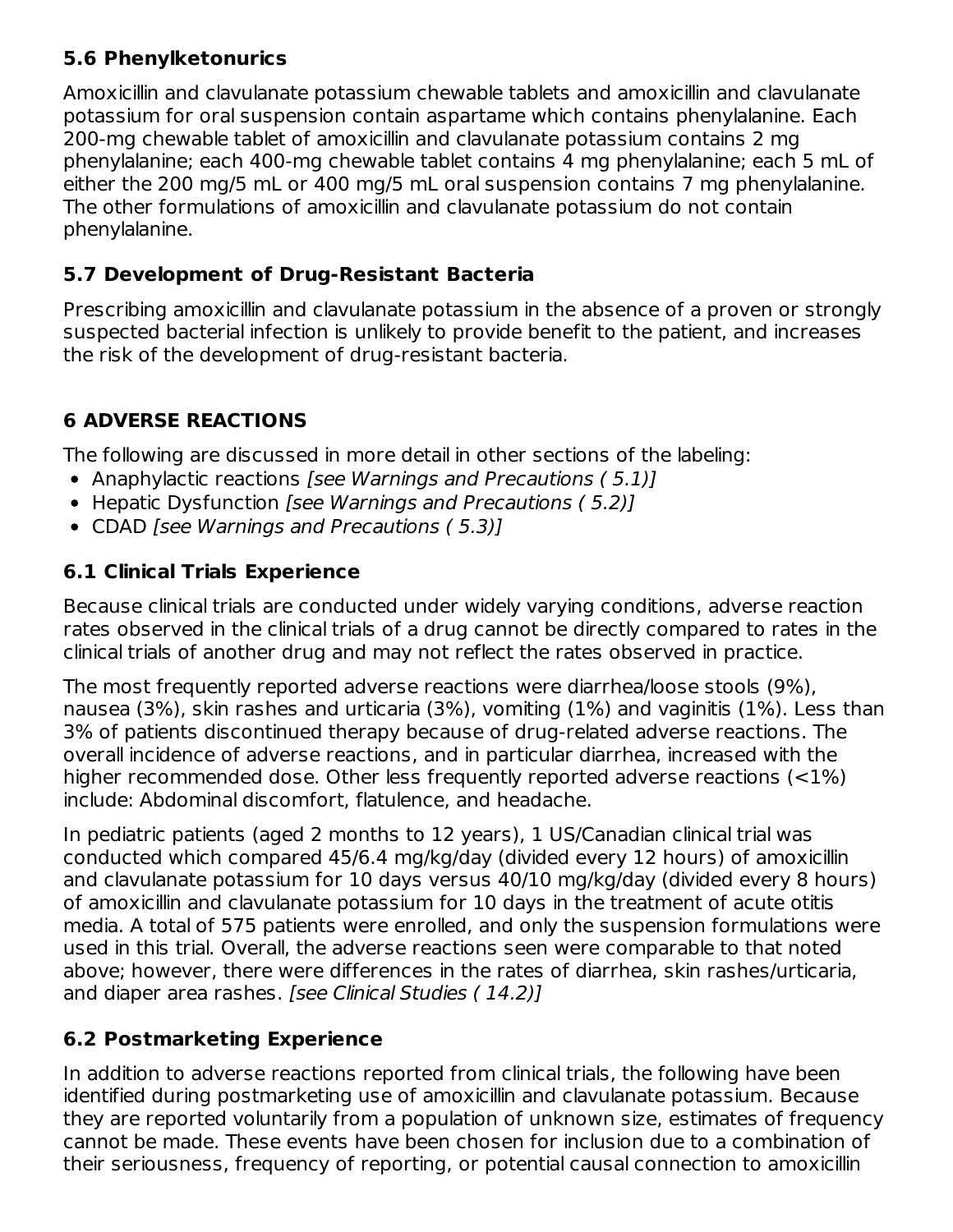### 5.6 Phenylketonurics

Amoxicillin and clavulanate potassium chewable tablets and amoxicillin and clavulanate potassium for oral suspension contain aspartame which contains phenylalanine. Each 200-mg chewable tablet of amoxicillin and clavulanate potassium contains 2 mg phenylalanine; each 400-mg chewable tablet contains 4 mg phenylalanine; each 5 mL of either the 200 mg/5 mL or 400 mg/5 mL oral suspension contains 7 mg phenylalanine. The other formulations of amoxicillin and clavulanate potassium do not contain phenylalanine.

### 5.7 Development of Drug-Resistant Bacteria

Prescribing amoxicillin and clavulanate potassium in the absence of a proven or strongly suspected bacterial infection is unlikely to provide benefit to the patient, and increases the risk of the development of drug-resistant bacteria.

## 6 ADVERSE REACTIONS

The following are discussed in more detail in other sections of the labeling:

- Anaphylactic reactions *[see Warnings and Precautions ( 5.1)]*
- Hepatic Dysfunction *[see Warnings and Precautions ( 5.2)]*
- CDAD *[see Warnings and Precautions ( 5.3)]*

### 6.1 Clinical Trials Experience

Because clinical trials are conducted under widely varying conditions, adverse reaction rates observed in the clinical trials of a drug cannot be directly compared to rates in the clinical trials of another drug and may not reflect the rates observed in practice.

The most frequently reported adverse reactions were diarrhea/loose stools (9%), nausea (3%), skin rashes and urticaria (3%), vomiting (1%) and vaginitis (1%). Less than 3% of patients discontinued therapy because of drug-related adverse reactions. The overall incidence of adverse reactions, and in particular diarrhea, increased with the higher recommended dose. Other less frequently reported adverse reactions (<1%) include: Abdominal discomfort, flatulence, and headache.

In pediatric patients (aged 2 months to 12 years), 1 US/Canadian clinical trial was conducted which compared 45/6.4 mg/kg/day (divided every 12 hours) of amoxicillin and clavulanate potassium for 10 days versus 40/10 mg/kg/day (divided every 8 hours) of amoxicillin and clavulanate potassium for 10 days in the treatment of acute otitis media. A total of 575 patients were enrolled, and only the suspension formulations were used in this trial. Overall, the adverse reactions seen were comparable to that noted above; however, there were differences in the rates of diarrhea, skin rashes/urticaria, and diaper area rashes. *[see Clinical Studies ( 14.2)]*

### 6.2 Postmarketing Experience

In addition to adverse reactions reported from clinical trials, the following have been identified during postmarketing use of amoxicillin and clavulanate potassium. Because they are reported voluntarily from a population of unknown size, estimates of frequency cannot be made. These events have been chosen for inclusion due to a combination of their seriousness, frequency of reporting, or potential causal connection to amoxicillin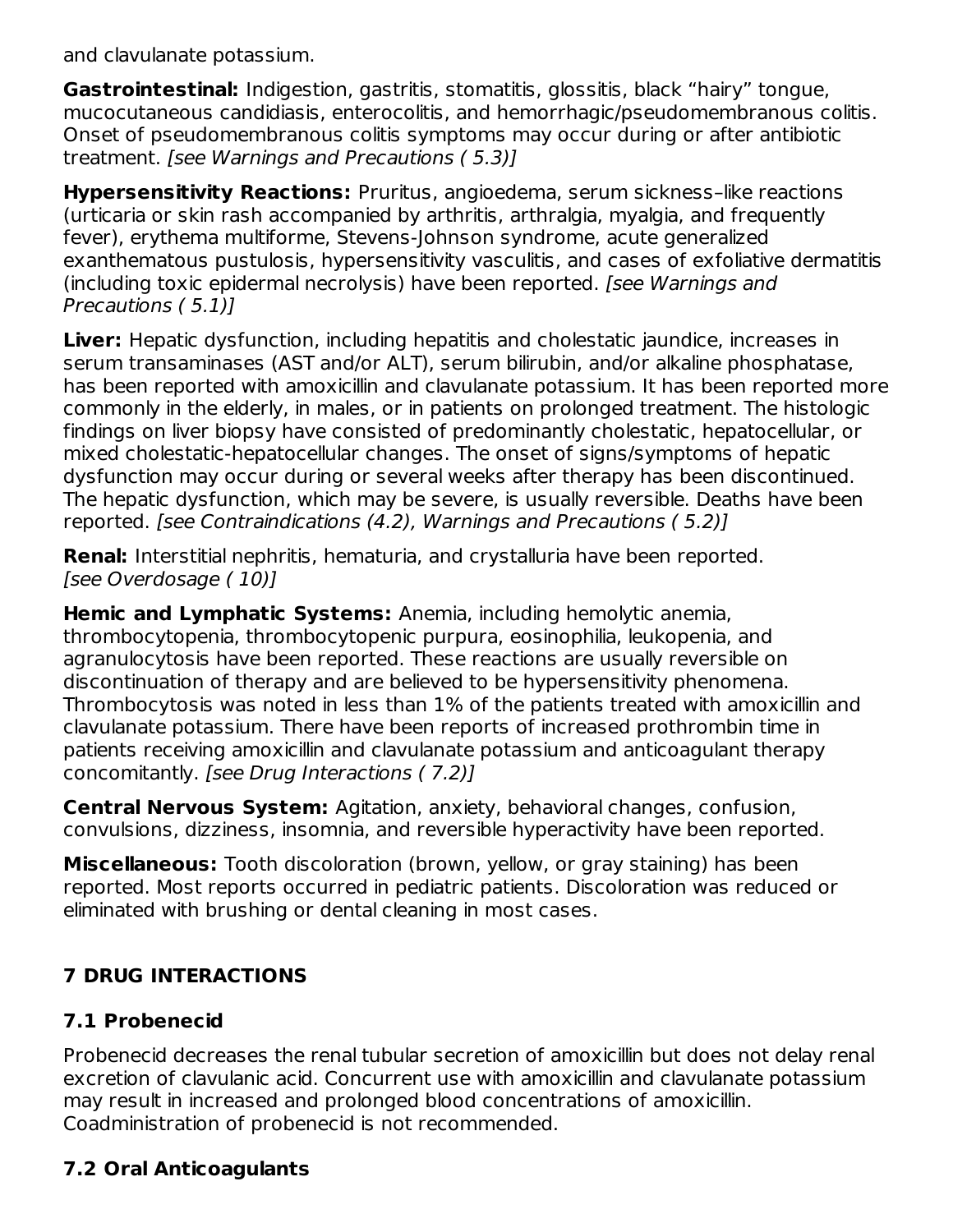and clavulanate potassium.

**Gastrointestinal:** Indigestion, gastritis, stomatitis, glossitis, black “hairy” tongue, mucocutaneous candidiasis, enterocolitis, and hemorrhagic/pseudomembranous colitis. Onset of pseudomembranous colitis symptoms may occur during or after antibiotic treatment. *[see Warnings and Precautions ( 5.3)]*

**Hypersensitivity Reactions:** Pruritus, angioedema, serum sickness–like reactions (urticaria or skin rash accompanied by arthritis, arthralgia, myalgia, and frequently fever), erythema multiforme, Stevens-Johnson syndrome, acute generalized exanthematous pustulosis, hypersensitivity vasculitis, and cases of exfoliative dermatitis (including toxic epidermal necrolysis) have been reported. *[see Warnings and Precautions ( 5.1)]*

**Liver:** Hepatic dysfunction, including hepatitis and cholestatic jaundice, increases in serum transaminases (AST and/or ALT), serum bilirubin, and/or alkaline phosphatase, has been reported with amoxicillin and clavulanate potassium. It has been reported more commonly in the elderly, in males, or in patients on prolonged treatment. The histologic findings on liver biopsy have consisted of predominantly cholestatic, hepatocellular, or mixed cholestatic-hepatocellular changes. The onset of signs/symptoms of hepatic dysfunction may occur during or several weeks after therapy has been discontinued. The hepatic dysfunction, which may be severe, is usually reversible. Deaths have been reported. *[see Contraindications (4.2), Warnings and Precautions ( 5.2)]*

**Renal:** Interstitial nephritis, hematuria, and crystalluria have been reported. *[see Overdosage ( 10)]*

**Hemic and Lymphatic Systems:** Anemia, including hemolytic anemia, thrombocytopenia, thrombocytopenic purpura, eosinophilia, leukopenia, and agranulocytosis have been reported. These reactions are usually reversible on discontinuation of therapy and are believed to be hypersensitivity phenomena. Thrombocytosis was noted in less than 1% of the patients treated with amoxicillin and clavulanate potassium. There have been reports of increased prothrombin time in patients receiving amoxicillin and clavulanate potassium and anticoagulant therapy concomitantly. *[see Drug Interactions ( 7.2)]*

**Central Nervous System:** Agitation, anxiety, behavioral changes, confusion, convulsions, dizziness, insomnia, and reversible hyperactivity have been reported.

**Miscellaneous:** Tooth discoloration (brown, yellow, or gray staining) has been reported. Most reports occurred in pediatric patients. Discoloration was reduced or eliminated with brushing or dental cleaning in most cases.

## 7 DRUG INTERACTIONS

### 7.1 Probenecid

Probenecid decreases the renal tubular secretion of amoxicillin but does not delay renal excretion of clavulanic acid. Concurrent use with amoxicillin and clavulanate potassium may result in increased and prolonged blood concentrations of amoxicillin. Coadministration of probenecid is not recommended.

### 7.2 Oral Anticoagulants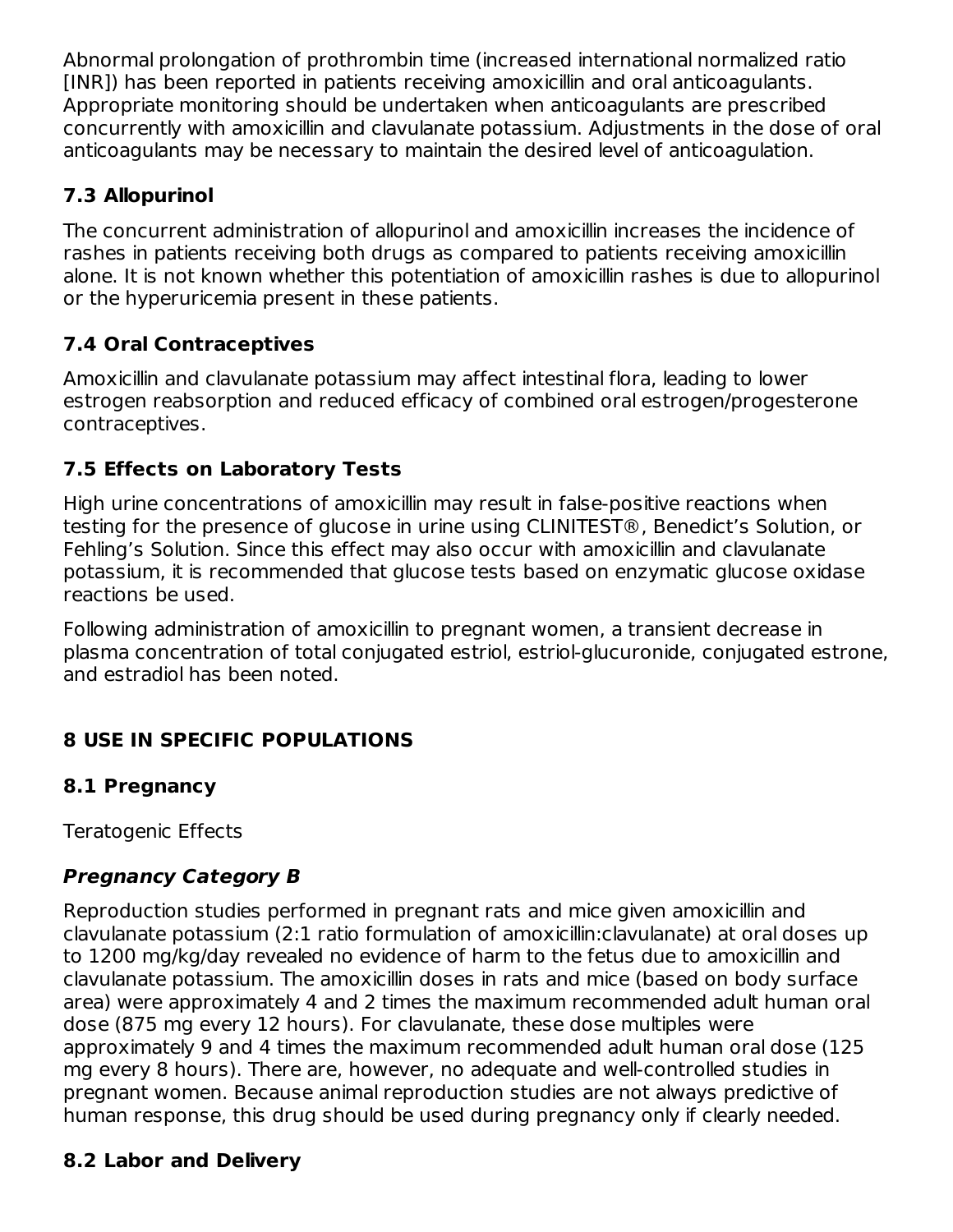Abnormal prolongation of prothrombin time (increased international normalized ratio [INR]) has been reported in patients receiving amoxicillin and oral anticoagulants. Appropriate monitoring should be undertaken when anticoagulants are prescribed concurrently with amoxicillin and clavulanate potassium. Adjustments in the dose of oral anticoagulants may be necessary to maintain the desired level of anticoagulation.

### 7.3 Allopurinol

The concurrent administration of allopurinol and amoxicillin increases the incidence of rashes in patients receiving both drugs as compared to patients receiving amoxicillin alone. It is not known whether this potentiation of amoxicillin rashes is due to allopurinol or the hyperuricemia present in these patients.

### 7.4 Oral Contraceptives

Amoxicillin and clavulanate potassium may affect intestinal flora, leading to lower estrogen reabsorption and reduced efficacy of combined oral estrogen/progesterone contraceptives.

### 7.5 Effects on Laboratory Tests

High urine concentrations of amoxicillin may result in false-positive reactions when testing for the presence of glucose in urine using CLINITEST®, Benedict's Solution, or Fehling's Solution. Since this effect may also occur with amoxicillin and clavulanate potassium, it is recommended that glucose tests based on enzymatic glucose oxidase reactions be used.

Following administration of amoxicillin to pregnant women, a transient decrease in plasma concentration of total conjugated estriol, estriol-glucuronide, conjugated estrone, and estradiol has been noted.

## 8 USE IN SPECIFIC POPULATIONS

### 8.1 Pregnancy

Teratogenic Effects

***Pregnancy Category B***

Reproduction studies performed in pregnant rats and mice given amoxicillin and clavulanate potassium (2:1 ratio formulation of amoxicillin:clavulanate) at oral doses up to 1200 mg/kg/day revealed no evidence of harm to the fetus due to amoxicillin and clavulanate potassium. The amoxicillin doses in rats and mice (based on body surface area) were approximately 4 and 2 times the maximum recommended adult human oral dose (875 mg every 12 hours). For clavulanate, these dose multiples were approximately 9 and 4 times the maximum recommended adult human oral dose (125 mg every 8 hours). There are, however, no adequate and well-controlled studies in pregnant women. Because animal reproduction studies are not always predictive of human response, this drug should be used during pregnancy only if clearly needed.

### 8.2 Labor and Delivery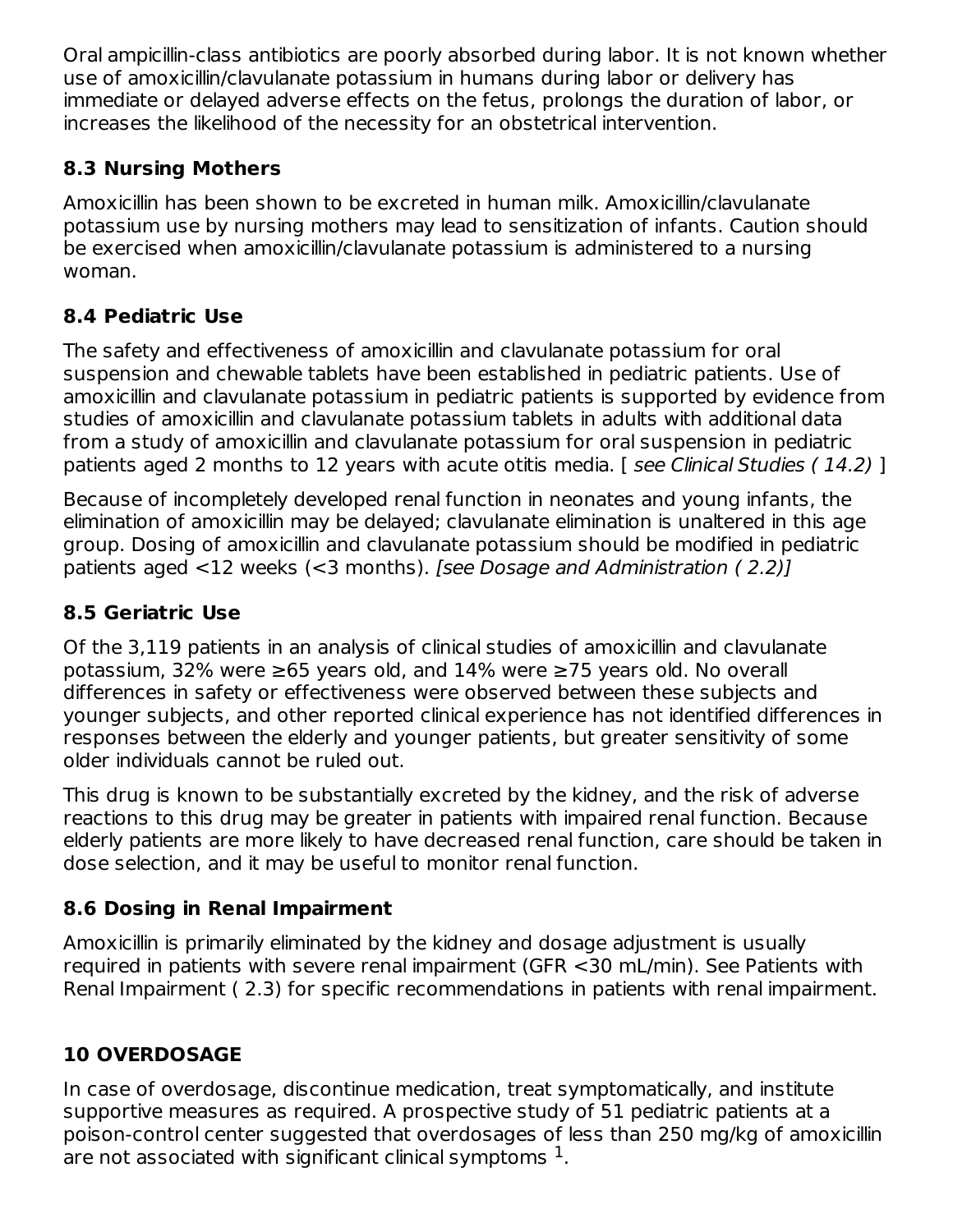Oral ampicillin-class antibiotics are poorly absorbed during labor. It is not known whether use of amoxicillin/clavulanate potassium in humans during labor or delivery has immediate or delayed adverse effects on the fetus, prolongs the duration of labor, or increases the likelihood of the necessity for an obstetrical intervention.

### 8.3 Nursing Mothers

Amoxicillin has been shown to be excreted in human milk. Amoxicillin/clavulanate potassium use by nursing mothers may lead to sensitization of infants. Caution should be exercised when amoxicillin/clavulanate potassium is administered to a nursing woman.

### 8.4 Pediatric Use

The safety and effectiveness of amoxicillin and clavulanate potassium for oral suspension and chewable tablets have been established in pediatric patients. Use of amoxicillin and clavulanate potassium in pediatric patients is supported by evidence from studies of amoxicillin and clavulanate potassium tablets in adults with additional data from a study of amoxicillin and clavulanate potassium for oral suspension in pediatric patients aged 2 months to 12 years with acute otitis media. [ *see Clinical Studies ( 14.2)* ]

Because of incompletely developed renal function in neonates and young infants, the elimination of amoxicillin may be delayed; clavulanate elimination is unaltered in this age group. Dosing of amoxicillin and clavulanate potassium should be modified in pediatric patients aged <12 weeks (<3 months). *[see Dosage and Administration ( 2.2)]*

### 8.5 Geriatric Use

Of the 3,119 patients in an analysis of clinical studies of amoxicillin and clavulanate potassium, 32% were ≥65 years old, and 14% were ≥75 years old. No overall differences in safety or effectiveness were observed between these subjects and younger subjects, and other reported clinical experience has not identified differences in responses between the elderly and younger patients, but greater sensitivity of some older individuals cannot be ruled out.

This drug is known to be substantially excreted by the kidney, and the risk of adverse reactions to this drug may be greater in patients with impaired renal function. Because elderly patients are more likely to have decreased renal function, care should be taken in dose selection, and it may be useful to monitor renal function.

### 8.6 Dosing in Renal Impairment

Amoxicillin is primarily eliminated by the kidney and dosage adjustment is usually required in patients with severe renal impairment (GFR <30 mL/min). See Patients with Renal Impairment ( 2.3) for specific recommendations in patients with renal impairment.

## 10 OVERDOSAGE

In case of overdosage, discontinue medication, treat symptomatically, and institute supportive measures as required. A prospective study of 51 pediatric patients at a poison-control center suggested that overdosages of less than 250 mg/kg of amoxicillin are not associated with significant clinical symptoms [1].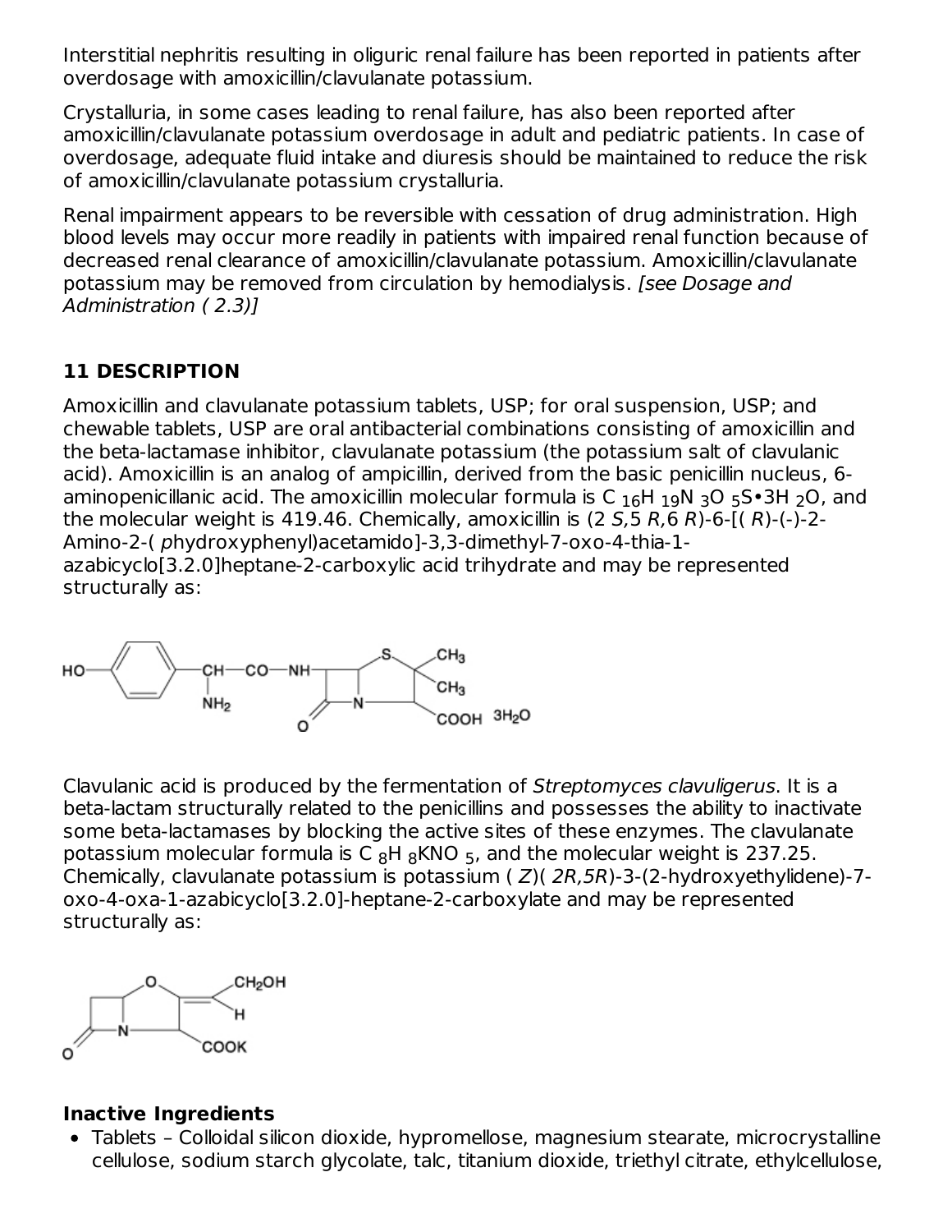Interstitial nephritis resulting in oliguric renal failure has been reported in patients after overdosage with amoxicillin/clavulanate potassium.

Crystalluria, in some cases leading to renal failure, has also been reported after amoxicillin/clavulanate potassium overdosage in adult and pediatric patients. In case of overdosage, adequate fluid intake and diuresis should be maintained to reduce the risk of amoxicillin/clavulanate potassium crystalluria.

Renal impairment appears to be reversible with cessation of drug administration. High blood levels may occur more readily in patients with impaired renal function because of decreased renal clearance of amoxicillin/clavulanate potassium. Amoxicillin/clavulanate potassium may be removed from circulation by hemodialysis. *[see Dosage and Administration ( 2.3)]*

## 11 DESCRIPTION

Amoxicillin and clavulanate potassium tablets, USP; for oral suspension, USP; and chewable tablets, USP are oral antibacterial combinations consisting of amoxicillin and the beta-lactamase inhibitor, clavulanate potassium (the potassium salt of clavulanic acid). Amoxicillin is an analog of ampicillin, derived from the basic penicillin nucleus, 6-aminopenicillanic acid. The amoxicillin molecular formula is $C_{16}H_{19}N_3O_5S{\bullet}3H_2O$, and the molecular weight is 419.46. Chemically, amoxicillin is (2 *S*,5 *R*,6 *R*)-6-[( *R*)-(-)-2-Amino-2-( *p*hydroxyphenyl)acetamido]-3,3-dimethyl-7-oxo-4-thia-1-azabicyclo[3.2.0]heptane-2-carboxylic acid trihydrate and may be represented structurally as:

Clavulanic acid is produced by the fermentation of *Streptomyces clavuligerus*. It is a beta-lactam structurally related to the penicillins and possesses the ability to inactivate some beta-lactamases by blocking the active sites of these enzymes. The clavulanate potassium molecular formula is $C_8H_8KNO_5$, and the molecular weight is 237.25. Chemically, clavulanate potassium is potassium ( *Z*)( *2R,5R*)-3-(2-hydroxyethylidene)-7-oxo-4-oxa-1-azabicyclo[3.2.0]-heptane-2-carboxylate and may be represented structurally as:

### Inactive Ingredients

- Tablets – Colloidal silicon dioxide, hypromellose, magnesium stearate, microcrystalline cellulose, sodium starch glycolate, talc, titanium dioxide, triethyl citrate, ethylcellulose,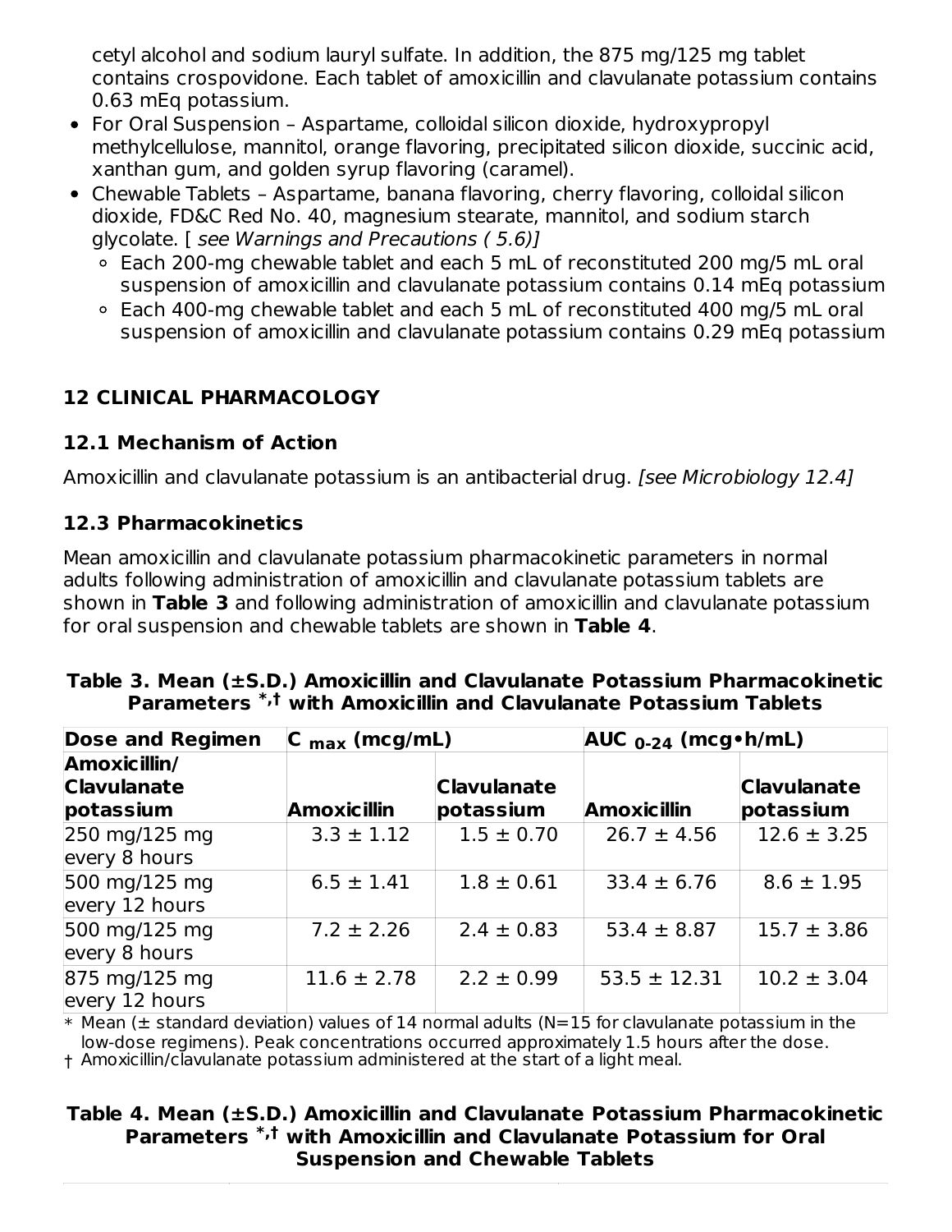cetyl alcohol and sodium lauryl sulfate. In addition, the 875 mg/125 mg tablet contains crospovidone. Each tablet of amoxicillin and clavulanate potassium contains 0.63 mEq potassium.

- For Oral Suspension – Aspartame, colloidal silicon dioxide, hydroxypropyl methylcellulose, mannitol, orange flavoring, precipitated silicon dioxide, succinic acid, xanthan gum, and golden syrup flavoring (caramel).
- Chewable Tablets – Aspartame, banana flavoring, cherry flavoring, colloidal silicon dioxide, FD&C Red No. 40, magnesium stearate, mannitol, and sodium starch glycolate. [ *see Warnings and Precautions ( 5.6)]*
  - Each 200-mg chewable tablet and each 5 mL of reconstituted 200 mg/5 mL oral suspension of amoxicillin and clavulanate potassium contains 0.14 mEq potassium
  - Each 400-mg chewable tablet and each 5 mL of reconstituted 400 mg/5 mL oral suspension of amoxicillin and clavulanate potassium contains 0.29 mEq potassium

## 12 CLINICAL PHARMACOLOGY

### 12.1 Mechanism of Action

Amoxicillin and clavulanate potassium is an antibacterial drug. *[see Microbiology 12.4]*

### 12.3 Pharmacokinetics

Mean amoxicillin and clavulanate potassium pharmacokinetic parameters in normal adults following administration of amoxicillin and clavulanate potassium tablets are shown in **Table 3** and following administration of amoxicillin and clavulanate potassium for oral suspension and chewable tablets are shown in **Table 4**.

**Table 3. Mean (±S.D.) Amoxicillin and Clavulanate Potassium Pharmacokinetic Parameters *,† with Amoxicillin and Clavulanate Potassium Tablets**

| Dose and Regimen | $C_{max}$ (mcg/mL) | | $AUC_{0-24}$ (mcg•h/mL) | |
|---|---|---|---|---|
| Amoxicillin/ Clavulanate potassium | Amoxicillin | Clavulanate potassium | Amoxicillin | Clavulanate potassium |
| 250 mg/125 mg every 8 hours | 3.3 ± 1.12 | 1.5 ± 0.70 | 26.7 ± 4.56 | 12.6 ± 3.25 |
| 500 mg/125 mg every 12 hours | 6.5 ± 1.41 | 1.8 ± 0.61 | 33.4 ± 6.76 | 8.6 ± 1.95 |
| 500 mg/125 mg every 8 hours | 7.2 ± 2.26 | 2.4 ± 0.83 | 53.4 ± 8.87 | 15.7 ± 3.86 |
| 875 mg/125 mg every 12 hours | 11.6 ± 2.78 | 2.2 ± 0.99 | 53.5 ± 12.31 | 10.2 ± 3.04 |

\* Mean (± standard deviation) values of 14 normal adults (N=15 for clavulanate potassium in the low-dose regimens). Peak concentrations occurred approximately 1.5 hours after the dose.

† Amoxicillin/clavulanate potassium administered at the start of a light meal.

**Table 4. Mean (±S.D.) Amoxicillin and Clavulanate Potassium Pharmacokinetic Parameters *,† with Amoxicillin and Clavulanate Potassium for Oral Suspension and Chewable Tablets**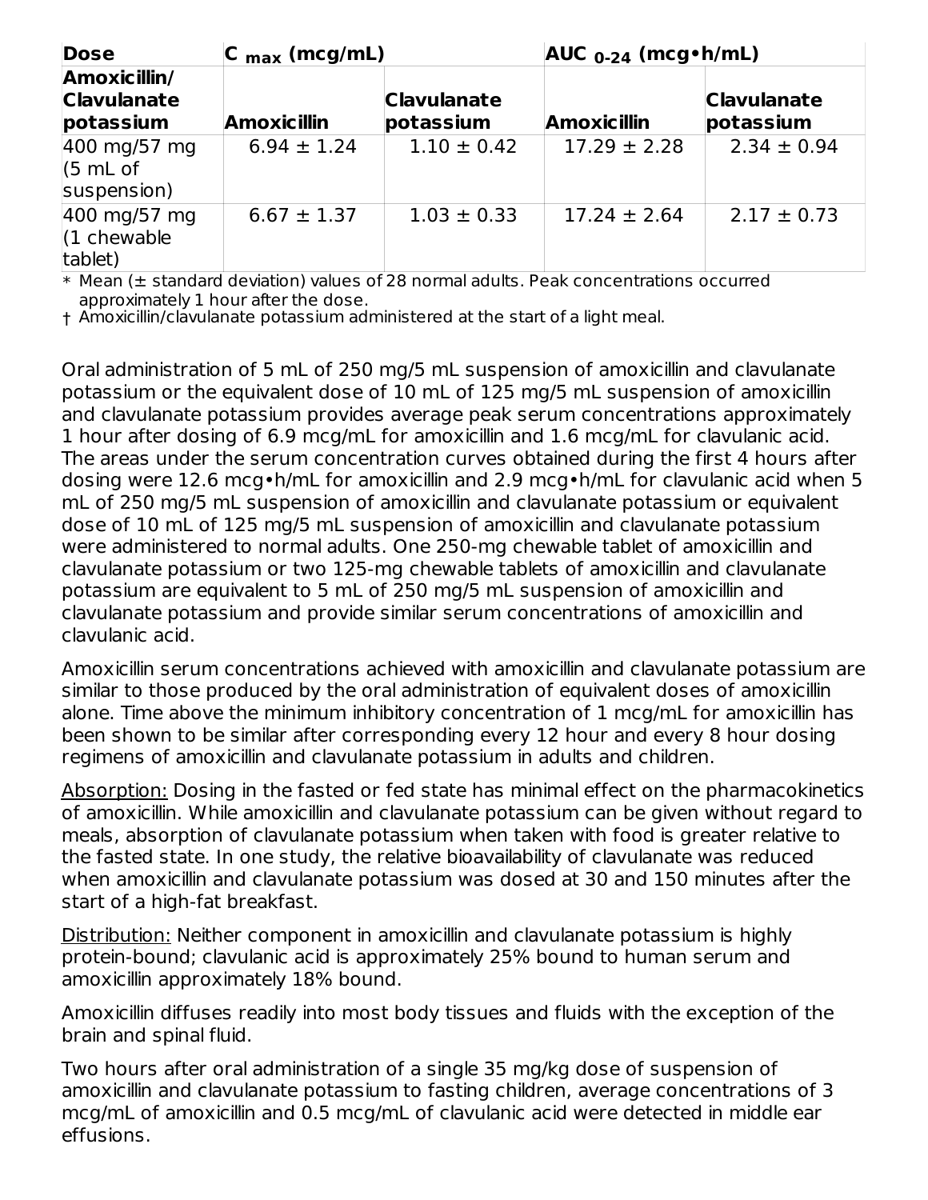| Dose | $C_{max}$ (mcg/mL) | | $AUC_{0-24}$ (mcg•h/mL) | |
|---|---|---|---|---|
| **Amoxicillin/ Clavulanate potassium** | **Amoxicillin** | **Clavulanate potassium** | **Amoxicillin** | **Clavulanate potassium** |
| 400 mg/57 mg (5 mL of suspension) | 6.94 ± 1.24 | 1.10 ± 0.42 | 17.29 ± 2.28 | 2.34 ± 0.94 |
| 400 mg/57 mg (1 chewable tablet) | 6.67 ± 1.37 | 1.03 ± 0.33 | 17.24 ± 2.64 | 2.17 ± 0.73 |

\* Mean (± standard deviation) values of 28 normal adults. Peak concentrations occurred approximately 1 hour after the dose.

† Amoxicillin/clavulanate potassium administered at the start of a light meal.

Oral administration of 5 mL of 250 mg/5 mL suspension of amoxicillin and clavulanate potassium or the equivalent dose of 10 mL of 125 mg/5 mL suspension of amoxicillin and clavulanate potassium provides average peak serum concentrations approximately 1 hour after dosing of 6.9 mcg/mL for amoxicillin and 1.6 mcg/mL for clavulanic acid. The areas under the serum concentration curves obtained during the first 4 hours after dosing were 12.6 mcg•h/mL for amoxicillin and 2.9 mcg•h/mL for clavulanic acid when 5 mL of 250 mg/5 mL suspension of amoxicillin and clavulanate potassium or equivalent dose of 10 mL of 125 mg/5 mL suspension of amoxicillin and clavulanate potassium were administered to normal adults. One 250-mg chewable tablet of amoxicillin and clavulanate potassium or two 125-mg chewable tablets of amoxicillin and clavulanate potassium are equivalent to 5 mL of 250 mg/5 mL suspension of amoxicillin and clavulanate potassium and provide similar serum concentrations of amoxicillin and clavulanic acid.

Amoxicillin serum concentrations achieved with amoxicillin and clavulanate potassium are similar to those produced by the oral administration of equivalent doses of amoxicillin alone. Time above the minimum inhibitory concentration of 1 mcg/mL for amoxicillin has been shown to be similar after corresponding every 12 hour and every 8 hour dosing regimens of amoxicillin and clavulanate potassium in adults and children.

Absorption: Dosing in the fasted or fed state has minimal effect on the pharmacokinetics of amoxicillin. While amoxicillin and clavulanate potassium can be given without regard to meals, absorption of clavulanate potassium when taken with food is greater relative to the fasted state. In one study, the relative bioavailability of clavulanate was reduced when amoxicillin and clavulanate potassium was dosed at 30 and 150 minutes after the start of a high-fat breakfast.

Distribution: Neither component in amoxicillin and clavulanate potassium is highly protein-bound; clavulanic acid is approximately 25% bound to human serum and amoxicillin approximately 18% bound.

Amoxicillin diffuses readily into most body tissues and fluids with the exception of the brain and spinal fluid.

Two hours after oral administration of a single 35 mg/kg dose of suspension of amoxicillin and clavulanate potassium to fasting children, average concentrations of 3 mcg/mL of amoxicillin and 0.5 mcg/mL of clavulanic acid were detected in middle ear effusions.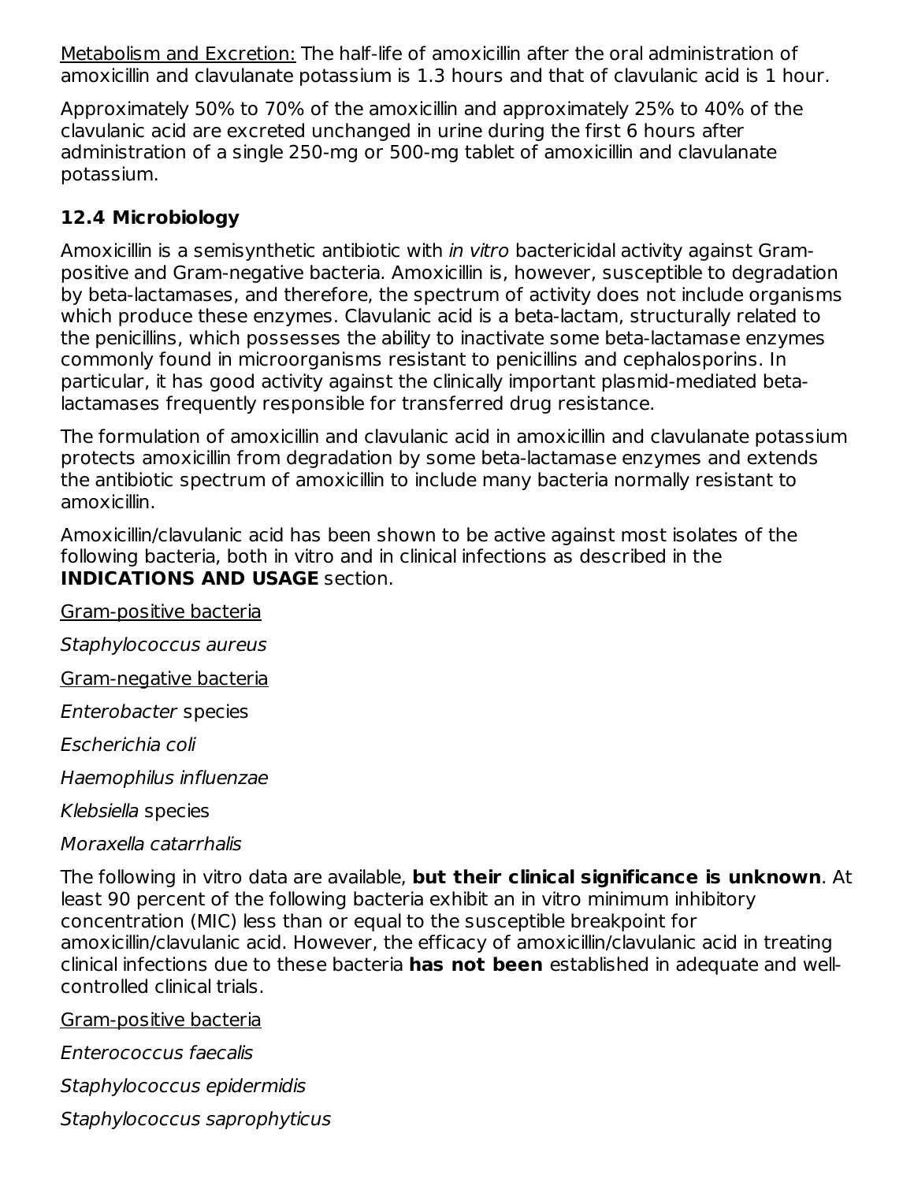Metabolism and Excretion: The half-life of amoxicillin after the oral administration of amoxicillin and clavulanate potassium is 1.3 hours and that of clavulanic acid is 1 hour.

Approximately 50% to 70% of the amoxicillin and approximately 25% to 40% of the clavulanic acid are excreted unchanged in urine during the first 6 hours after administration of a single 250-mg or 500-mg tablet of amoxicillin and clavulanate potassium.

### 12.4 Microbiology

Amoxicillin is a semisynthetic antibiotic with *in vitro* bactericidal activity against Gram-positive and Gram-negative bacteria. Amoxicillin is, however, susceptible to degradation by beta-lactamases, and therefore, the spectrum of activity does not include organisms which produce these enzymes. Clavulanic acid is a beta-lactam, structurally related to the penicillins, which possesses the ability to inactivate some beta-lactamase enzymes commonly found in microorganisms resistant to penicillins and cephalosporins. In particular, it has good activity against the clinically important plasmid-mediated beta-lactamases frequently responsible for transferred drug resistance.

The formulation of amoxicillin and clavulanic acid in amoxicillin and clavulanate potassium protects amoxicillin from degradation by some beta-lactamase enzymes and extends the antibiotic spectrum of amoxicillin to include many bacteria normally resistant to amoxicillin.

Amoxicillin/clavulanic acid has been shown to be active against most isolates of the following bacteria, both in vitro and in clinical infections as described in the **INDICATIONS AND USAGE** section.

Gram-positive bacteria

*Staphylococcus aureus*

Gram-negative bacteria

*Enterobacter* species

*Escherichia coli*

*Haemophilus influenzae*

*Klebsiella* species

*Moraxella catarrhalis*

The following in vitro data are available, **but their clinical significance is unknown**. At least 90 percent of the following bacteria exhibit an in vitro minimum inhibitory concentration (MIC) less than or equal to the susceptible breakpoint for amoxicillin/clavulanic acid. However, the efficacy of amoxicillin/clavulanic acid in treating clinical infections due to these bacteria **has not been** established in adequate and well-controlled clinical trials.

Gram-positive bacteria

*Enterococcus faecalis*

*Staphylococcus epidermidis*

*Staphylococcus saprophyticus*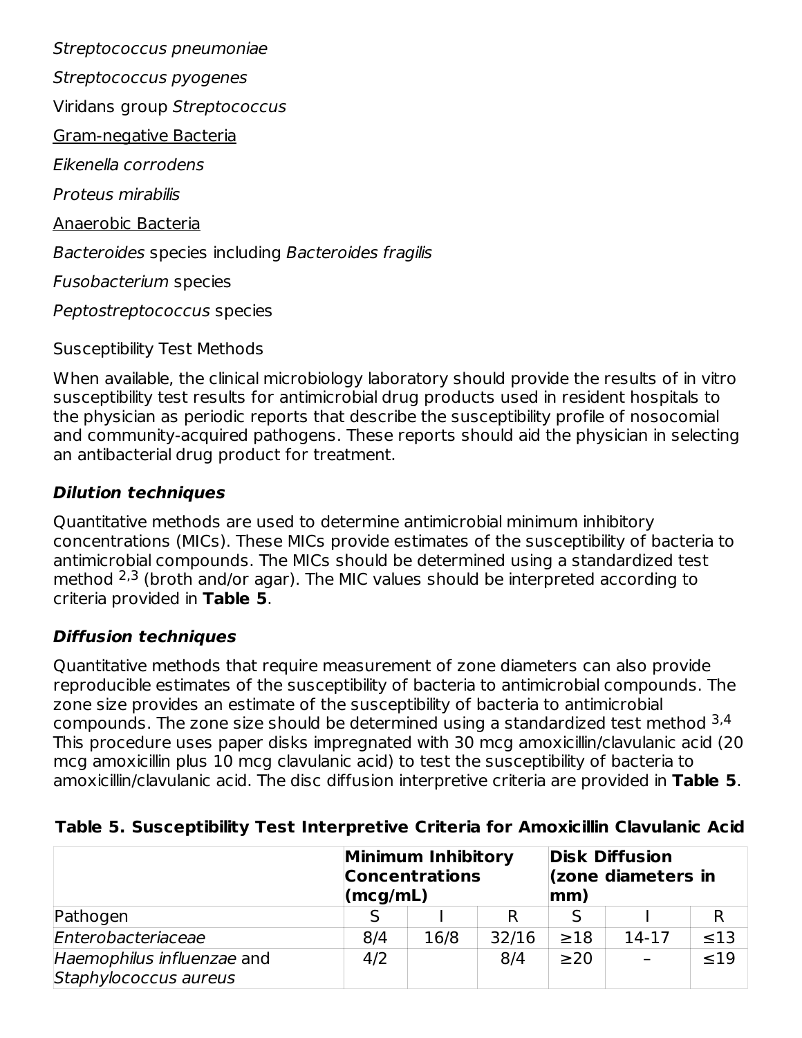*Streptococcus pneumoniae*

*Streptococcus pyogenes*

Viridans group *Streptococcus*

Gram-negative Bacteria

*Eikenella corrodens*

*Proteus mirabilis*

Anaerobic Bacteria

*Bacteroides* species including *Bacteroides fragilis*

*Fusobacterium* species

*Peptostreptococcus* species

Susceptibility Test Methods

When available, the clinical microbiology laboratory should provide the results of in vitro susceptibility test results for antimicrobial drug products used in resident hospitals to the physician as periodic reports that describe the susceptibility profile of nosocomial and community-acquired pathogens. These reports should aid the physician in selecting an antibacterial drug product for treatment.

***Dilution techniques***

Quantitative methods are used to determine antimicrobial minimum inhibitory concentrations (MICs). These MICs provide estimates of the susceptibility of bacteria to antimicrobial compounds. The MICs should be determined using a standardized test method [2,3] (broth and/or agar). The MIC values should be interpreted according to criteria provided in **Table 5**.

***Diffusion techniques***

Quantitative methods that require measurement of zone diameters can also provide reproducible estimates of the susceptibility of bacteria to antimicrobial compounds. The zone size provides an estimate of the susceptibility of bacteria to antimicrobial compounds. The zone size should be determined using a standardized test method [3,4] This procedure uses paper disks impregnated with 30 mcg amoxicillin/clavulanic acid (20 mcg amoxicillin plus 10 mcg clavulanic acid) to test the susceptibility of bacteria to amoxicillin/clavulanic acid. The disc diffusion interpretive criteria are provided in **Table 5**.

**Table 5. Susceptibility Test Interpretive Criteria for Amoxicillin Clavulanic Acid**

| | **Minimum Inhibitory Concentrations (mcg/mL)** | | | **Disk Diffusion (zone diameters in mm)** | | |
|---|---|---|---|---|---|---|
| Pathogen | S | I | R | S | I | R |
| *Enterobacteriaceae* | 8/4 | 16/8 | 32/16 | ≥18 | 14-17 | ≤13 |
| *Haemophilus influenzae* and *Staphylococcus aureus* | 4/2 | | 8/4 | ≥20 | – | ≤19 |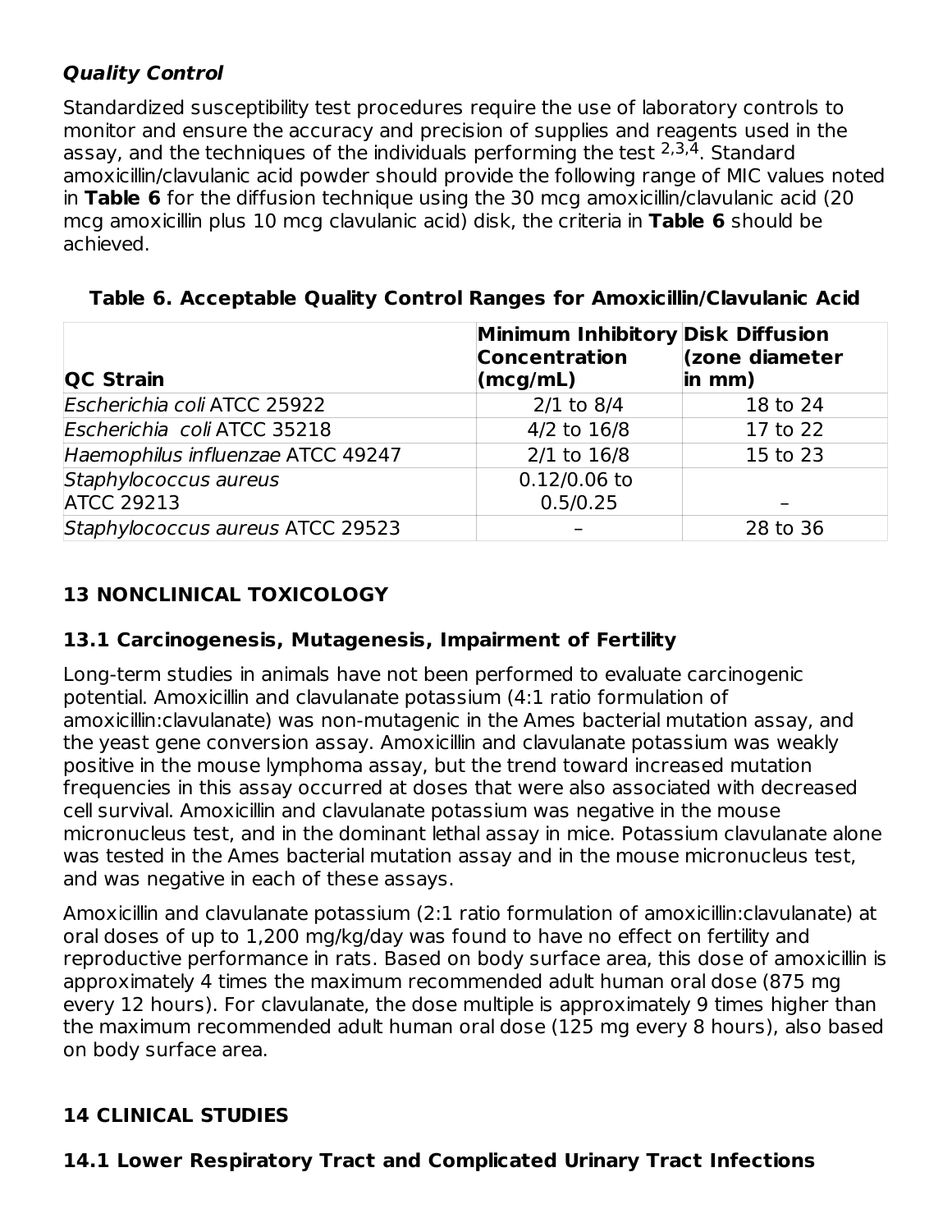### ***Quality Control***

Standardized susceptibility test procedures require the use of laboratory controls to monitor and ensure the accuracy and precision of supplies and reagents used in the assay, and the techniques of the individuals performing the test [2,3,4]. Standard amoxicillin/clavulanic acid powder should provide the following range of MIC values noted in **Table 6** for the diffusion technique using the 30 mcg amoxicillin/clavulanic acid (20 mcg amoxicillin plus 10 mcg clavulanic acid) disk, the criteria in **Table 6** should be achieved.

**Table 6. Acceptable Quality Control Ranges for Amoxicillin/Clavulanic Acid**

| QC Strain | Minimum Inhibitory Concentration (mcg/mL) | Disk Diffusion (zone diameter in mm) |
|---|---|---|
| *Escherichia coli* ATCC 25922 | 2/1 to 8/4 | 18 to 24 |
| *Escherichia coli* ATCC 35218 | 4/2 to 16/8 | 17 to 22 |
| *Haemophilus influenzae* ATCC 49247 | 2/1 to 16/8 | 15 to 23 |
| *Staphylococcus aureus* ATCC 29213 | 0.12/0.06 to 0.5/0.25 | – |
| *Staphylococcus aureus* ATCC 29523 | – | 28 to 36 |

## 13 NONCLINICAL TOXICOLOGY

### 13.1 Carcinogenesis, Mutagenesis, Impairment of Fertility

Long-term studies in animals have not been performed to evaluate carcinogenic potential. Amoxicillin and clavulanate potassium (4:1 ratio formulation of amoxicillin:clavulanate) was non-mutagenic in the Ames bacterial mutation assay, and the yeast gene conversion assay. Amoxicillin and clavulanate potassium was weakly positive in the mouse lymphoma assay, but the trend toward increased mutation frequencies in this assay occurred at doses that were also associated with decreased cell survival. Amoxicillin and clavulanate potassium was negative in the mouse micronucleus test, and in the dominant lethal assay in mice. Potassium clavulanate alone was tested in the Ames bacterial mutation assay and in the mouse micronucleus test, and was negative in each of these assays.

Amoxicillin and clavulanate potassium (2:1 ratio formulation of amoxicillin:clavulanate) at oral doses of up to 1,200 mg/kg/day was found to have no effect on fertility and reproductive performance in rats. Based on body surface area, this dose of amoxicillin is approximately 4 times the maximum recommended adult human oral dose (875 mg every 12 hours). For clavulanate, the dose multiple is approximately 9 times higher than the maximum recommended adult human oral dose (125 mg every 8 hours), also based on body surface area.

## 14 CLINICAL STUDIES

### 14.1 Lower Respiratory Tract and Complicated Urinary Tract Infections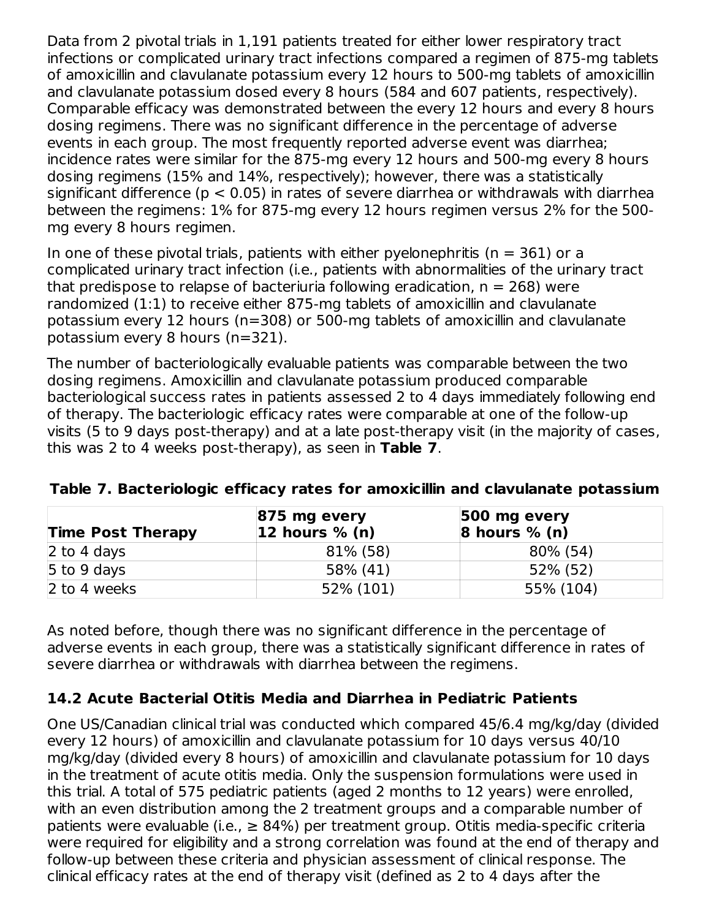Data from 2 pivotal trials in 1,191 patients treated for either lower respiratory tract infections or complicated urinary tract infections compared a regimen of 875-mg tablets of amoxicillin and clavulanate potassium every 12 hours to 500-mg tablets of amoxicillin and clavulanate potassium dosed every 8 hours (584 and 607 patients, respectively). Comparable efficacy was demonstrated between the every 12 hours and every 8 hours dosing regimens. There was no significant difference in the percentage of adverse events in each group. The most frequently reported adverse event was diarrhea; incidence rates were similar for the 875-mg every 12 hours and 500-mg every 8 hours dosing regimens (15% and 14%, respectively); however, there was a statistically significant difference ($p < 0.05$) in rates of severe diarrhea or withdrawals with diarrhea between the regimens: 1% for 875-mg every 12 hours regimen versus 2% for the 500-mg every 8 hours regimen.

In one of these pivotal trials, patients with either pyelonephritis (n = 361) or a complicated urinary tract infection (i.e., patients with abnormalities of the urinary tract that predispose to relapse of bacteriuria following eradication, n = 268) were randomized (1:1) to receive either 875-mg tablets of amoxicillin and clavulanate potassium every 12 hours (n=308) or 500-mg tablets of amoxicillin and clavulanate potassium every 8 hours (n=321).

The number of bacteriologically evaluable patients was comparable between the two dosing regimens. Amoxicillin and clavulanate potassium produced comparable bacteriological success rates in patients assessed 2 to 4 days immediately following end of therapy. The bacteriologic efficacy rates were comparable at one of the follow-up visits (5 to 9 days post-therapy) and at a late post-therapy visit (in the majority of cases, this was 2 to 4 weeks post-therapy), as seen in **Table 7**.

**Table 7. Bacteriologic efficacy rates for amoxicillin and clavulanate potassium**

| Time Post Therapy | 875 mg every 12 hours % (n) | 500 mg every 8 hours % (n) |
|---|---|---|
| 2 to 4 days | 81% (58) | 80% (54) |
| 5 to 9 days | 58% (41) | 52% (52) |
| 2 to 4 weeks | 52% (101) | 55% (104) |

As noted before, though there was no significant difference in the percentage of adverse events in each group, there was a statistically significant difference in rates of severe diarrhea or withdrawals with diarrhea between the regimens.

### 14.2 Acute Bacterial Otitis Media and Diarrhea in Pediatric Patients

One US/Canadian clinical trial was conducted which compared 45/6.4 mg/kg/day (divided every 12 hours) of amoxicillin and clavulanate potassium for 10 days versus 40/10 mg/kg/day (divided every 8 hours) of amoxicillin and clavulanate potassium for 10 days in the treatment of acute otitis media. Only the suspension formulations were used in this trial. A total of 575 pediatric patients (aged 2 months to 12 years) were enrolled, with an even distribution among the 2 treatment groups and a comparable number of patients were evaluable (i.e., ≥ 84%) per treatment group. Otitis media-specific criteria were required for eligibility and a strong correlation was found at the end of therapy and follow-up between these criteria and physician assessment of clinical response. The clinical efficacy rates at the end of therapy visit (defined as 2 to 4 days after the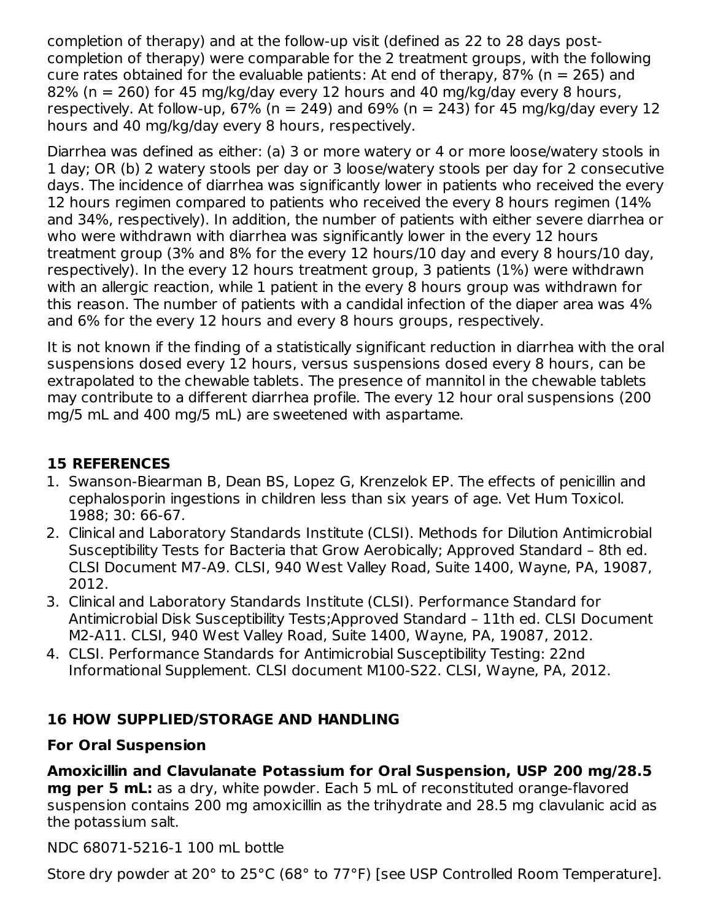completion of therapy) and at the follow-up visit (defined as 22 to 28 days post-completion of therapy) were comparable for the 2 treatment groups, with the following cure rates obtained for the evaluable patients: At end of therapy, 87% (n = 265) and 82% (n = 260) for 45 mg/kg/day every 12 hours and 40 mg/kg/day every 8 hours, respectively. At follow-up, 67% (n = 249) and 69% (n = 243) for 45 mg/kg/day every 12 hours and 40 mg/kg/day every 8 hours, respectively.

Diarrhea was defined as either: (a) 3 or more watery or 4 or more loose/watery stools in 1 day; OR (b) 2 watery stools per day or 3 loose/watery stools per day for 2 consecutive days. The incidence of diarrhea was significantly lower in patients who received the every 12 hours regimen compared to patients who received the every 8 hours regimen (14% and 34%, respectively). In addition, the number of patients with either severe diarrhea or who were withdrawn with diarrhea was significantly lower in the every 12 hours treatment group (3% and 8% for the every 12 hours/10 day and every 8 hours/10 day, respectively). In the every 12 hours treatment group, 3 patients (1%) were withdrawn with an allergic reaction, while 1 patient in the every 8 hours group was withdrawn for this reason. The number of patients with a candidal infection of the diaper area was 4% and 6% for the every 12 hours and every 8 hours groups, respectively.

It is not known if the finding of a statistically significant reduction in diarrhea with the oral suspensions dosed every 12 hours, versus suspensions dosed every 8 hours, can be extrapolated to the chewable tablets. The presence of mannitol in the chewable tablets may contribute to a different diarrhea profile. The every 12 hour oral suspensions (200 mg/5 mL and 400 mg/5 mL) are sweetened with aspartame.

## 15 REFERENCES

1. Swanson-Biearman B, Dean BS, Lopez G, Krenzelok EP. The effects of penicillin and cephalosporin ingestions in children less than six years of age. Vet Hum Toxicol. 1988; 30: 66-67.
2. Clinical and Laboratory Standards Institute (CLSI). Methods for Dilution Antimicrobial Susceptibility Tests for Bacteria that Grow Aerobically; Approved Standard – 8th ed. CLSI Document M7-A9. CLSI, 940 West Valley Road, Suite 1400, Wayne, PA, 19087, 2012.
3. Clinical and Laboratory Standards Institute (CLSI). Performance Standard for Antimicrobial Disk Susceptibility Tests;Approved Standard – 11th ed. CLSI Document M2-A11. CLSI, 940 West Valley Road, Suite 1400, Wayne, PA, 19087, 2012.
4. CLSI. Performance Standards for Antimicrobial Susceptibility Testing: 22nd Informational Supplement. CLSI document M100-S22. CLSI, Wayne, PA, 2012.

## 16 HOW SUPPLIED/STORAGE AND HANDLING

### For Oral Suspension

**Amoxicillin and Clavulanate Potassium for Oral Suspension, USP 200 mg/28.5 mg per 5 mL:** as a dry, white powder. Each 5 mL of reconstituted orange-flavored suspension contains 200 mg amoxicillin as the trihydrate and 28.5 mg clavulanic acid as the potassium salt.

NDC 68071-5216-1 100 mL bottle

Store dry powder at 20° to 25°C (68° to 77°F) [see USP Controlled Room Temperature].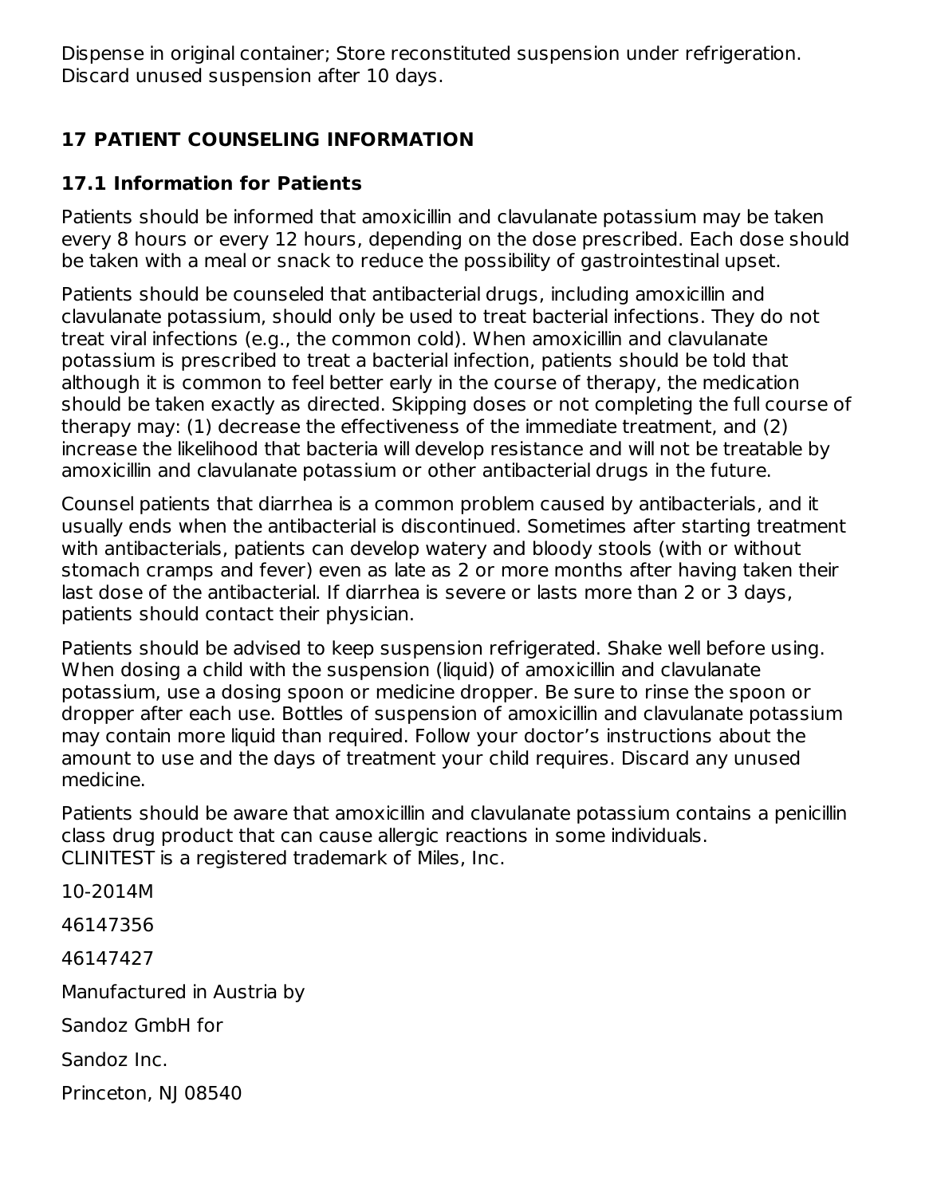Dispense in original container; Store reconstituted suspension under refrigeration. Discard unused suspension after 10 days.

## 17 PATIENT COUNSELING INFORMATION

### 17.1 Information for Patients

Patients should be informed that amoxicillin and clavulanate potassium may be taken every 8 hours or every 12 hours, depending on the dose prescribed. Each dose should be taken with a meal or snack to reduce the possibility of gastrointestinal upset.

Patients should be counseled that antibacterial drugs, including amoxicillin and clavulanate potassium, should only be used to treat bacterial infections. They do not treat viral infections (e.g., the common cold). When amoxicillin and clavulanate potassium is prescribed to treat a bacterial infection, patients should be told that although it is common to feel better early in the course of therapy, the medication should be taken exactly as directed. Skipping doses or not completing the full course of therapy may: (1) decrease the effectiveness of the immediate treatment, and (2) increase the likelihood that bacteria will develop resistance and will not be treatable by amoxicillin and clavulanate potassium or other antibacterial drugs in the future.

Counsel patients that diarrhea is a common problem caused by antibacterials, and it usually ends when the antibacterial is discontinued. Sometimes after starting treatment with antibacterials, patients can develop watery and bloody stools (with or without stomach cramps and fever) even as late as 2 or more months after having taken their last dose of the antibacterial. If diarrhea is severe or lasts more than 2 or 3 days, patients should contact their physician.

Patients should be advised to keep suspension refrigerated. Shake well before using. When dosing a child with the suspension (liquid) of amoxicillin and clavulanate potassium, use a dosing spoon or medicine dropper. Be sure to rinse the spoon or dropper after each use. Bottles of suspension of amoxicillin and clavulanate potassium may contain more liquid than required. Follow your doctor's instructions about the amount to use and the days of treatment your child requires. Discard any unused medicine.

Patients should be aware that amoxicillin and clavulanate potassium contains a penicillin class drug product that can cause allergic reactions in some individuals.
CLINITEST is a registered trademark of Miles, Inc.

10-2014M

46147356

46147427

Manufactured in Austria by

Sandoz GmbH for

Sandoz Inc.

Princeton, NJ 08540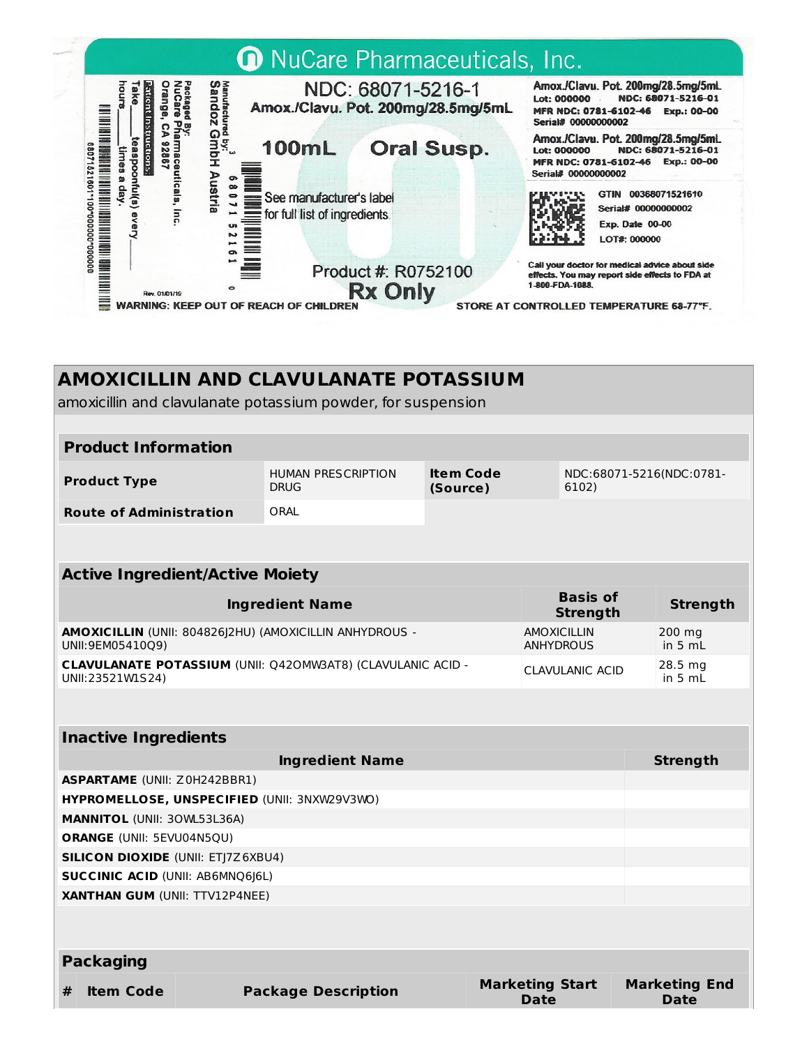NuCare Pharmaceuticals, Inc.

NDC: 68071-5216-1
Amox./Clavu. Pot. 200mg/28.5mg/5mL

100mL Oral Susp.

See manufacturer's label for full list of ingredients.

Product #: R0752100

Rx Only

Manufactured by: Sandoz GmbH Austria

Packaged By: NuCare Pharmaceuticals, Inc. Orange, CA 92867

Patient Instructions:
Take ______ teaspoonful(s) every ______ hours ______ times a day.

Rev. 01/01/19

Amox./Clavu. Pot. 200mg/28.5mg/5mL
Lot: 000000 NDC: 68071-5216-01
MFR NDC: 0781-6102-46 Exp.: 00-00
Serial# 00000000002

Amox./Clavu. Pot. 200mg/28.5mg/5mL
Lot: 000000 NDC: 68071-5216-01
MFR NDC: 0781-6102-46 Exp.: 00-00
Serial# 00000000002

GTIN 00368071521610
Serial# 00000000002
Exp. Date 00-00
LOT#: 000000

Call your doctor for medical advice about side effects. You may report side effects to FDA at 1-800-FDA-1088.

WARNING: KEEP OUT OF REACH OF CHILDREN

STORE AT CONTROLLED TEMPERATURE 68-77°F.

## AMOXICILLIN AND CLAVULANATE POTASSIUM

amoxicillin and clavulanate potassium powder, for suspension

| Product Information | | | |
|---|---|---|---|
| **Product Type** | HUMAN PRESCRIPTION DRUG | **Item Code (Source)** | NDC:68071-5216(NDC:0781-6102) |
| **Route of Administration** | ORAL | | |

| Active Ingredient/Active Moiety | | |
|---|---|---|
| **Ingredient Name** | **Basis of Strength** | **Strength** |
| **AMOXICILLIN** (UNII: 804826J2HU) (AMOXICILLIN ANHYDROUS - UNII:9EM05410Q9) | AMOXICILLIN ANHYDROUS | 200 mg in 5 mL |
| **CLAVULANATE POTASSIUM** (UNII: Q42OMW3AT8) (CLAVULANIC ACID - UNII:23521W1S24) | CLAVULANIC ACID | 28.5 mg in 5 mL |

| Inactive Ingredients | |
|---|---|
| **Ingredient Name** | **Strength** |
| **ASPARTAME** (UNII: Z0H242BBR1) | |
| **HYPROMELLOSE, UNSPECIFIED** (UNII: 3NXW29V3WO) | |
| **MANNITOL** (UNII: 3OWL53L36A) | |
| **ORANGE** (UNII: 5EVU04N5QU) | |
| **SILICON DIOXIDE** (UNII: ETJ7Z6XBU4) | |
| **SUCCINIC ACID** (UNII: AB6MNQ6J6L) | |
| **XANTHAN GUM** (UNII: TTV12P4NEE) | |

| Packaging | | | | |
|---|---|---|---|---|
| **#** | **Item Code** | **Package Description** | **Marketing Start Date** | **Marketing End Date** |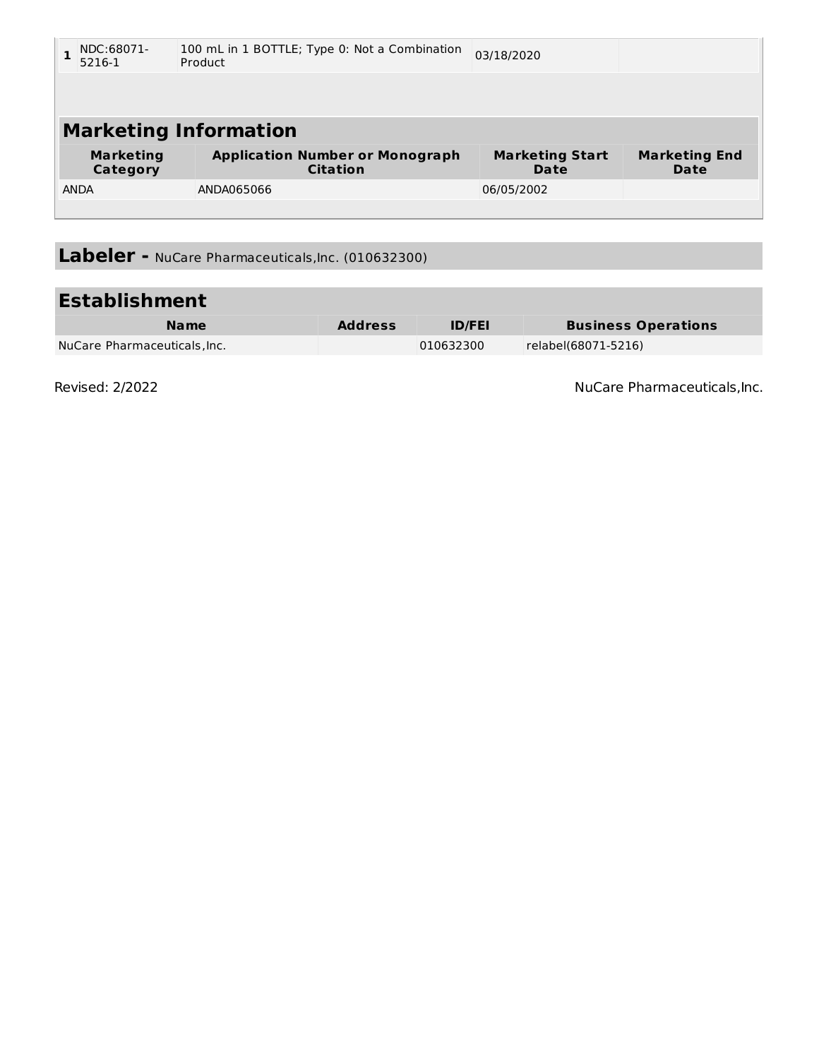| | | | | |
|---|---|---|---|---|
| 1 | NDC:68071-5216-1 | 100 mL in 1 BOTTLE; Type 0: Not a Combination Product | 03/18/2020 | |

## Marketing Information

| Marketing Category | Application Number or Monograph Citation | Marketing Start Date | Marketing End Date |
|---|---|---|---|
| ANDA | ANDA065066 | 06/05/2002 | |

## Labeler - NuCare Pharmaceuticals,Inc. (010632300)

## Establishment

| Name | Address | ID/FEI | Business Operations |
|---|---|---|---|
| NuCare Pharmaceuticals,Inc. | | 010632300 | relabel(68071-5216) |

Revised: 2/2022

NuCare Pharmaceuticals,Inc.